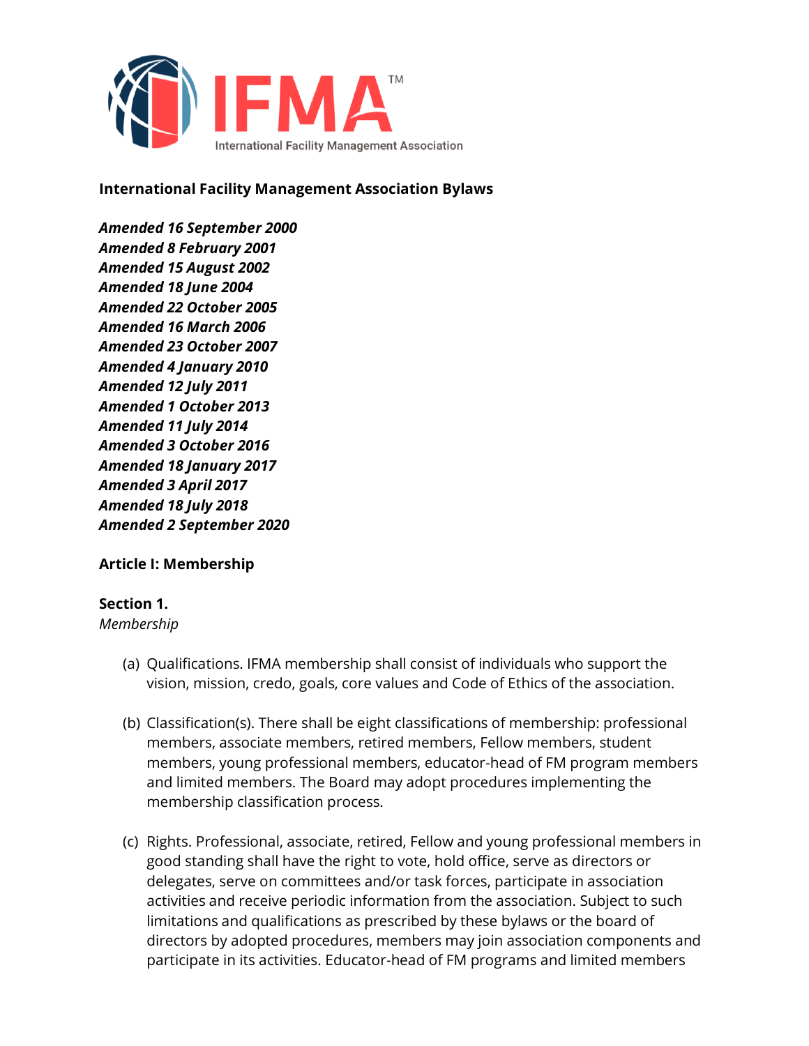**International Facility Management Association Bylaws**

***Amended 16 September 2000***
***Amended 8 February 2001***
***Amended 15 August 2002***
***Amended 18 June 2004***
***Amended 22 October 2005***
***Amended 16 March 2006***
***Amended 23 October 2007***
***Amended 4 January 2010***
***Amended 12 July 2011***
***Amended 1 October 2013***
***Amended 11 July 2014***
***Amended 3 October 2016***
***Amended 18 January 2017***
***Amended 3 April 2017***
***Amended 18 July 2018***
***Amended 2 September 2020***

## Article I: Membership

### Section 1.
*Membership*

(a) Qualifications. IFMA membership shall consist of individuals who support the vision, mission, credo, goals, core values and Code of Ethics of the association.

(b) Classification(s). There shall be eight classifications of membership: professional members, associate members, retired members, Fellow members, student members, young professional members, educator-head of FM program members and limited members. The Board may adopt procedures implementing the membership classification process.

(c) Rights. Professional, associate, retired, Fellow and young professional members in good standing shall have the right to vote, hold office, serve as directors or delegates, serve on committees and/or task forces, participate in association activities and receive periodic information from the association. Subject to such limitations and qualifications as prescribed by these bylaws or the board of directors by adopted procedures, members may join association components and participate in its activities. Educator-head of FM programs and limited members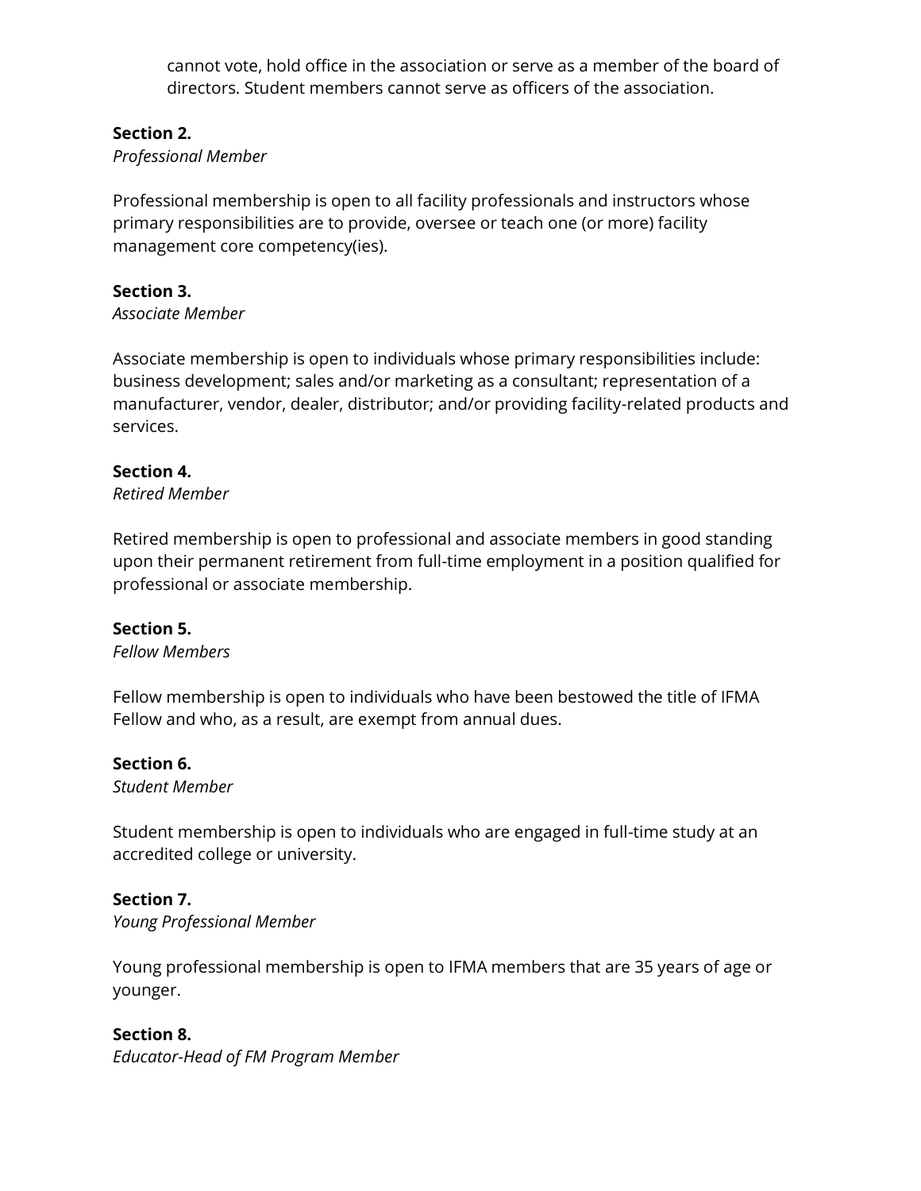cannot vote, hold office in the association or serve as a member of the board of directors. Student members cannot serve as officers of the association.

**Section 2.**
*Professional Member*

Professional membership is open to all facility professionals and instructors whose primary responsibilities are to provide, oversee or teach one (or more) facility management core competency(ies).

**Section 3.**
*Associate Member*

Associate membership is open to individuals whose primary responsibilities include: business development; sales and/or marketing as a consultant; representation of a manufacturer, vendor, dealer, distributor; and/or providing facility-related products and services.

**Section 4.**
*Retired Member*

Retired membership is open to professional and associate members in good standing upon their permanent retirement from full-time employment in a position qualified for professional or associate membership.

**Section 5.**
*Fellow Members*

Fellow membership is open to individuals who have been bestowed the title of IFMA Fellow and who, as a result, are exempt from annual dues.

**Section 6.**
*Student Member*

Student membership is open to individuals who are engaged in full-time study at an accredited college or university.

**Section 7.**
*Young Professional Member*

Young professional membership is open to IFMA members that are 35 years of age or younger.

**Section 8.**
*Educator-Head of FM Program Member*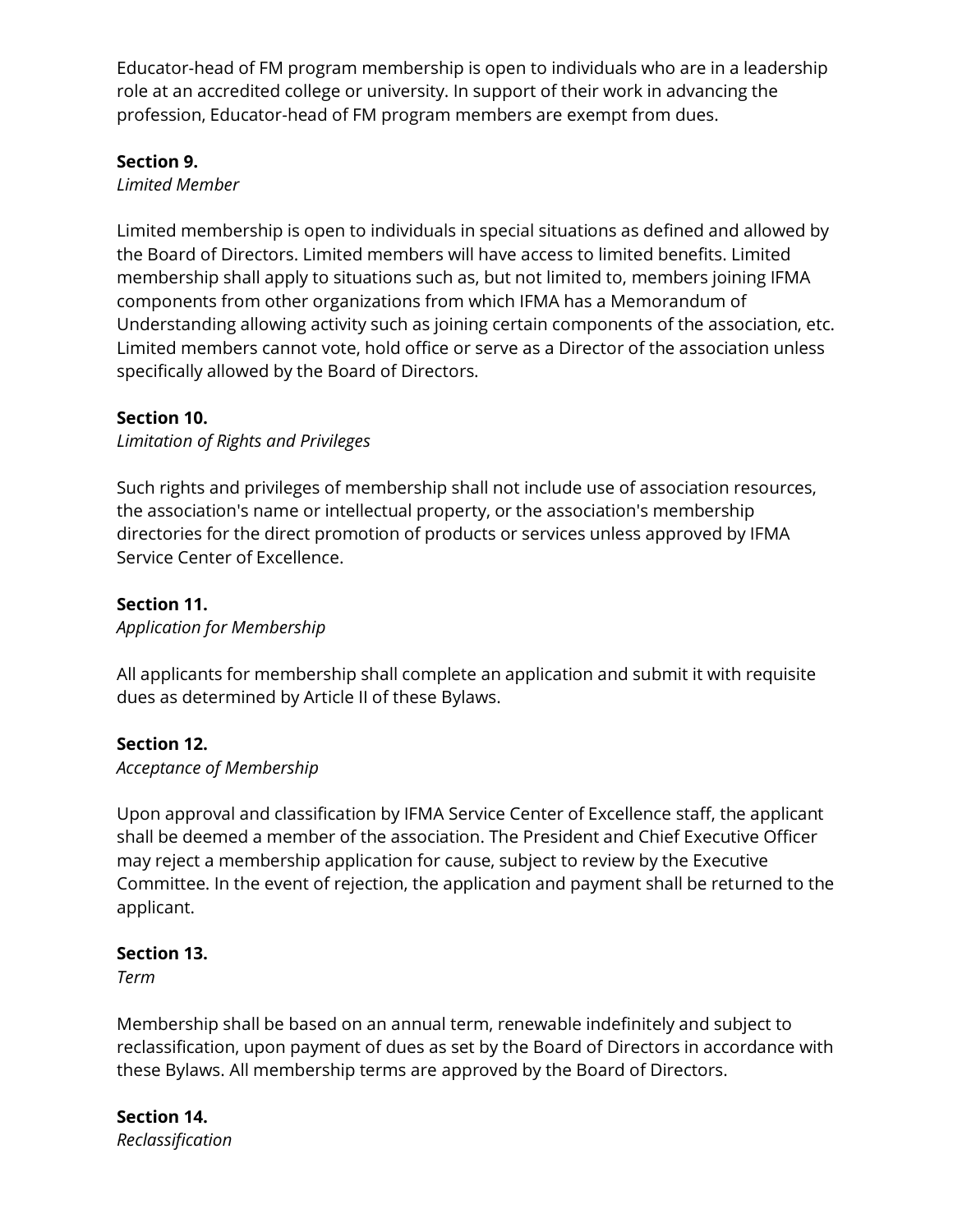Educator-head of FM program membership is open to individuals who are in a leadership role at an accredited college or university. In support of their work in advancing the profession, Educator-head of FM program members are exempt from dues.

**Section 9.**
*Limited Member*

Limited membership is open to individuals in special situations as defined and allowed by the Board of Directors. Limited members will have access to limited benefits. Limited membership shall apply to situations such as, but not limited to, members joining IFMA components from other organizations from which IFMA has a Memorandum of Understanding allowing activity such as joining certain components of the association, etc. Limited members cannot vote, hold office or serve as a Director of the association unless specifically allowed by the Board of Directors.

**Section 10.**
*Limitation of Rights and Privileges*

Such rights and privileges of membership shall not include use of association resources, the association's name or intellectual property, or the association's membership directories for the direct promotion of products or services unless approved by IFMA Service Center of Excellence.

**Section 11.**
*Application for Membership*

All applicants for membership shall complete an application and submit it with requisite dues as determined by Article II of these Bylaws.

**Section 12.**
*Acceptance of Membership*

Upon approval and classification by IFMA Service Center of Excellence staff, the applicant shall be deemed a member of the association. The President and Chief Executive Officer may reject a membership application for cause, subject to review by the Executive Committee. In the event of rejection, the application and payment shall be returned to the applicant.

**Section 13.**
*Term*

Membership shall be based on an annual term, renewable indefinitely and subject to reclassification, upon payment of dues as set by the Board of Directors in accordance with these Bylaws. All membership terms are approved by the Board of Directors.

**Section 14.**
*Reclassification*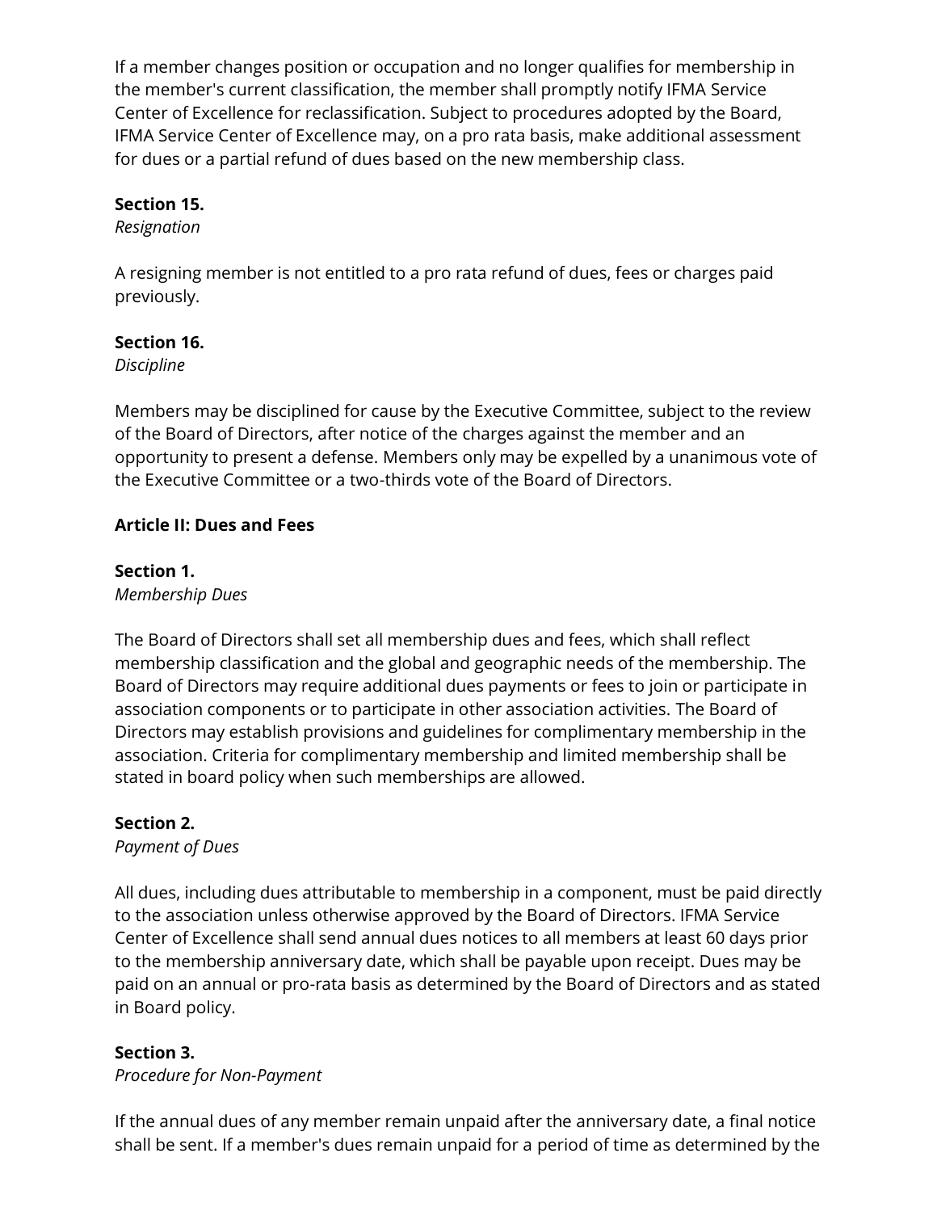If a member changes position or occupation and no longer qualifies for membership in the member's current classification, the member shall promptly notify IFMA Service Center of Excellence for reclassification. Subject to procedures adopted by the Board, IFMA Service Center of Excellence may, on a pro rata basis, make additional assessment for dues or a partial refund of dues based on the new membership class.

**Section 15.**
*Resignation*

A resigning member is not entitled to a pro rata refund of dues, fees or charges paid previously.

**Section 16.**
*Discipline*

Members may be disciplined for cause by the Executive Committee, subject to the review of the Board of Directors, after notice of the charges against the member and an opportunity to present a defense. Members only may be expelled by a unanimous vote of the Executive Committee or a two-thirds vote of the Board of Directors.

**Article II: Dues and Fees**

**Section 1.**
*Membership Dues*

The Board of Directors shall set all membership dues and fees, which shall reflect membership classification and the global and geographic needs of the membership. The Board of Directors may require additional dues payments or fees to join or participate in association components or to participate in other association activities. The Board of Directors may establish provisions and guidelines for complimentary membership in the association. Criteria for complimentary membership and limited membership shall be stated in board policy when such memberships are allowed.

**Section 2.**
*Payment of Dues*

All dues, including dues attributable to membership in a component, must be paid directly to the association unless otherwise approved by the Board of Directors. IFMA Service Center of Excellence shall send annual dues notices to all members at least 60 days prior to the membership anniversary date, which shall be payable upon receipt. Dues may be paid on an annual or pro-rata basis as determined by the Board of Directors and as stated in Board policy.

**Section 3.**
*Procedure for Non-Payment*

If the annual dues of any member remain unpaid after the anniversary date, a final notice shall be sent. If a member's dues remain unpaid for a period of time as determined by the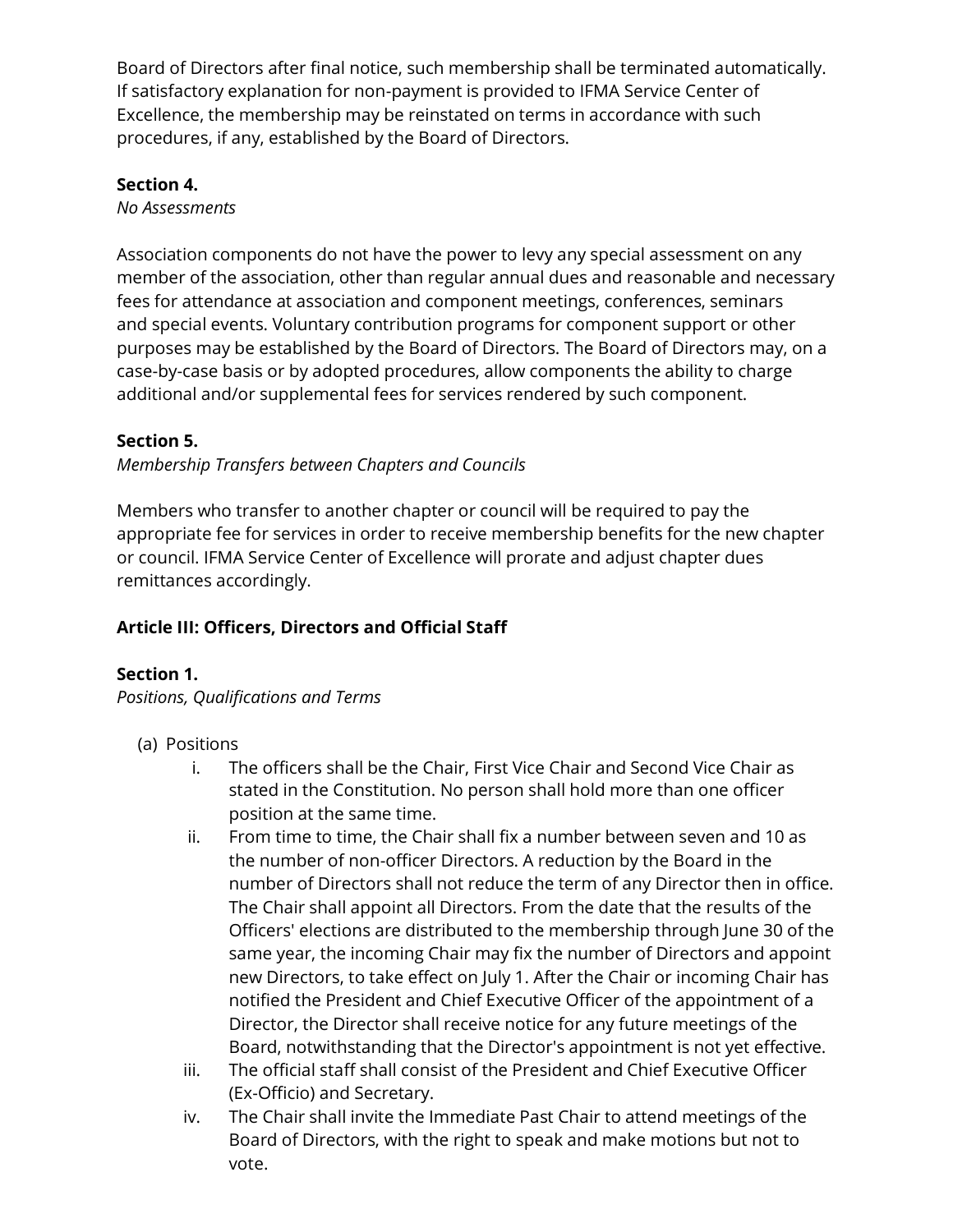Board of Directors after final notice, such membership shall be terminated automatically. If satisfactory explanation for non-payment is provided to IFMA Service Center of Excellence, the membership may be reinstated on terms in accordance with such procedures, if any, established by the Board of Directors.

**Section 4.**
*No Assessments*

Association components do not have the power to levy any special assessment on any member of the association, other than regular annual dues and reasonable and necessary fees for attendance at association and component meetings, conferences, seminars and special events. Voluntary contribution programs for component support or other purposes may be established by the Board of Directors. The Board of Directors may, on a case-by-case basis or by adopted procedures, allow components the ability to charge additional and/or supplemental fees for services rendered by such component.

**Section 5.**
*Membership Transfers between Chapters and Councils*

Members who transfer to another chapter or council will be required to pay the appropriate fee for services in order to receive membership benefits for the new chapter or council. IFMA Service Center of Excellence will prorate and adjust chapter dues remittances accordingly.

**Article III: Officers, Directors and Official Staff**

**Section 1.**
*Positions, Qualifications and Terms*

(a) Positions

i. The officers shall be the Chair, First Vice Chair and Second Vice Chair as stated in the Constitution. No person shall hold more than one officer position at the same time.

ii. From time to time, the Chair shall fix a number between seven and 10 as the number of non-officer Directors. A reduction by the Board in the number of Directors shall not reduce the term of any Director then in office. The Chair shall appoint all Directors. From the date that the results of the Officers' elections are distributed to the membership through June 30 of the same year, the incoming Chair may fix the number of Directors and appoint new Directors, to take effect on July 1. After the Chair or incoming Chair has notified the President and Chief Executive Officer of the appointment of a Director, the Director shall receive notice for any future meetings of the Board, notwithstanding that the Director's appointment is not yet effective.

iii. The official staff shall consist of the President and Chief Executive Officer (Ex-Officio) and Secretary.

iv. The Chair shall invite the Immediate Past Chair to attend meetings of the Board of Directors, with the right to speak and make motions but not to vote.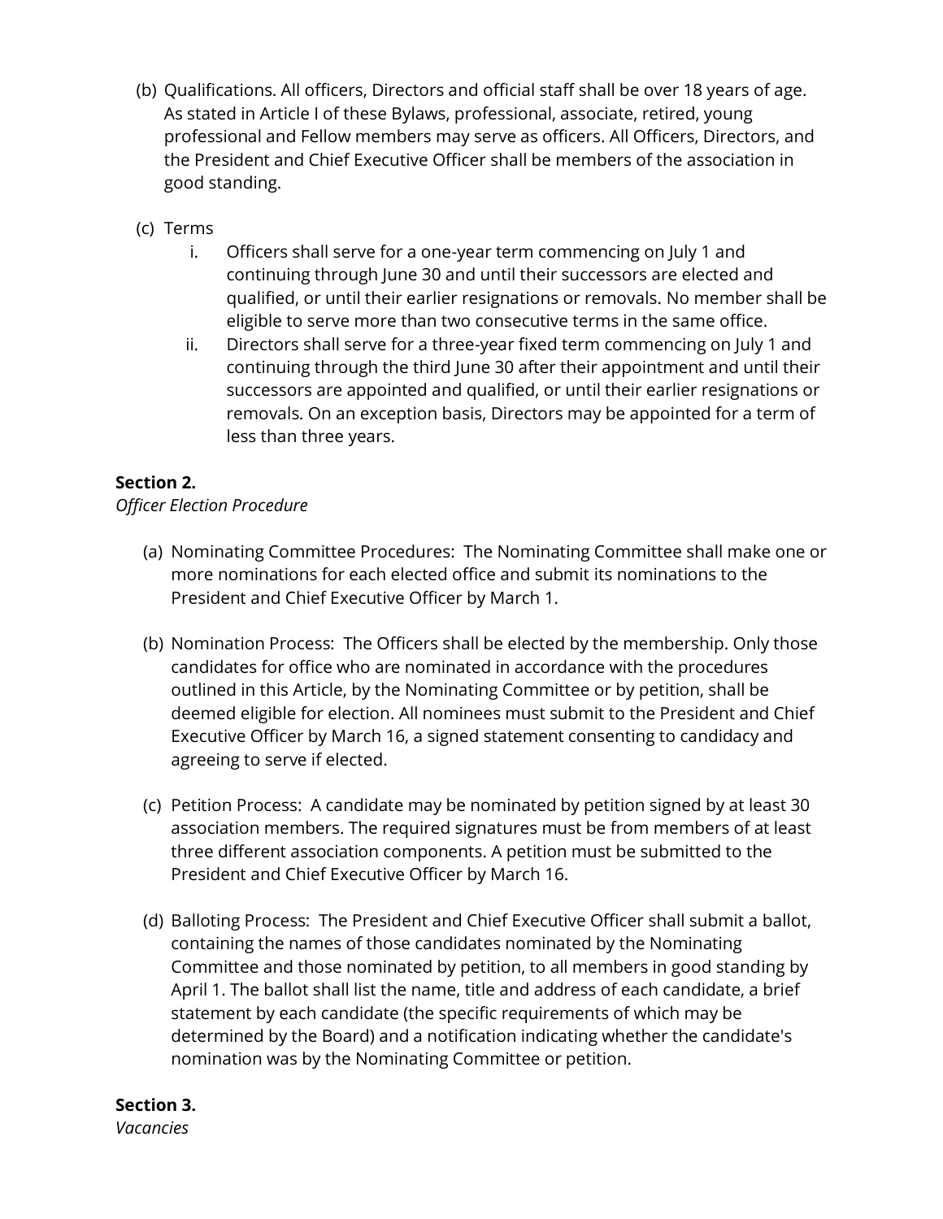(b) Qualifications. All officers, Directors and official staff shall be over 18 years of age. As stated in Article I of these Bylaws, professional, associate, retired, young professional and Fellow members may serve as officers. All Officers, Directors, and the President and Chief Executive Officer shall be members of the association in good standing.

(c) Terms

i. Officers shall serve for a one-year term commencing on July 1 and continuing through June 30 and until their successors are elected and qualified, or until their earlier resignations or removals. No member shall be eligible to serve more than two consecutive terms in the same office.

ii. Directors shall serve for a three-year fixed term commencing on July 1 and continuing through the third June 30 after their appointment and until their successors are appointed and qualified, or until their earlier resignations or removals. On an exception basis, Directors may be appointed for a term of less than three years.

**Section 2.**
*Officer Election Procedure*

(a) Nominating Committee Procedures: The Nominating Committee shall make one or more nominations for each elected office and submit its nominations to the President and Chief Executive Officer by March 1.

(b) Nomination Process: The Officers shall be elected by the membership. Only those candidates for office who are nominated in accordance with the procedures outlined in this Article, by the Nominating Committee or by petition, shall be deemed eligible for election. All nominees must submit to the President and Chief Executive Officer by March 16, a signed statement consenting to candidacy and agreeing to serve if elected.

(c) Petition Process: A candidate may be nominated by petition signed by at least 30 association members. The required signatures must be from members of at least three different association components. A petition must be submitted to the President and Chief Executive Officer by March 16.

(d) Balloting Process: The President and Chief Executive Officer shall submit a ballot, containing the names of those candidates nominated by the Nominating Committee and those nominated by petition, to all members in good standing by April 1. The ballot shall list the name, title and address of each candidate, a brief statement by each candidate (the specific requirements of which may be determined by the Board) and a notification indicating whether the candidate's nomination was by the Nominating Committee or petition.

**Section 3.**
*Vacancies*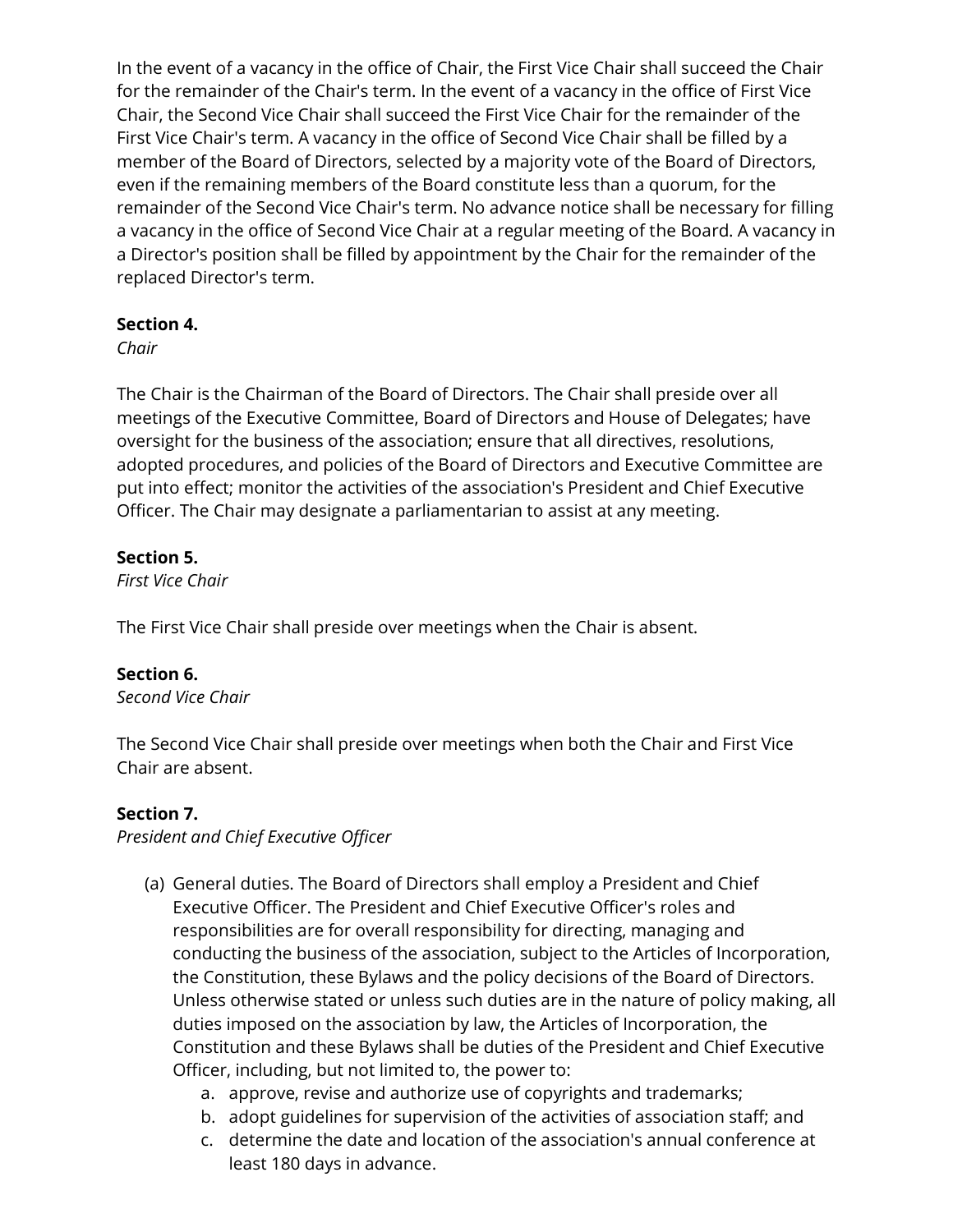In the event of a vacancy in the office of Chair, the First Vice Chair shall succeed the Chair for the remainder of the Chair's term. In the event of a vacancy in the office of First Vice Chair, the Second Vice Chair shall succeed the First Vice Chair for the remainder of the First Vice Chair's term. A vacancy in the office of Second Vice Chair shall be filled by a member of the Board of Directors, selected by a majority vote of the Board of Directors, even if the remaining members of the Board constitute less than a quorum, for the remainder of the Second Vice Chair's term. No advance notice shall be necessary for filling a vacancy in the office of Second Vice Chair at a regular meeting of the Board. A vacancy in a Director's position shall be filled by appointment by the Chair for the remainder of the replaced Director's term.

**Section 4.**
*Chair*

The Chair is the Chairman of the Board of Directors. The Chair shall preside over all meetings of the Executive Committee, Board of Directors and House of Delegates; have oversight for the business of the association; ensure that all directives, resolutions, adopted procedures, and policies of the Board of Directors and Executive Committee are put into effect; monitor the activities of the association's President and Chief Executive Officer. The Chair may designate a parliamentarian to assist at any meeting.

**Section 5.**
*First Vice Chair*

The First Vice Chair shall preside over meetings when the Chair is absent.

**Section 6.**
*Second Vice Chair*

The Second Vice Chair shall preside over meetings when both the Chair and First Vice Chair are absent.

**Section 7.**
*President and Chief Executive Officer*

(a) General duties. The Board of Directors shall employ a President and Chief Executive Officer. The President and Chief Executive Officer's roles and responsibilities are for overall responsibility for directing, managing and conducting the business of the association, subject to the Articles of Incorporation, the Constitution, these Bylaws and the policy decisions of the Board of Directors. Unless otherwise stated or unless such duties are in the nature of policy making, all duties imposed on the association by law, the Articles of Incorporation, the Constitution and these Bylaws shall be duties of the President and Chief Executive Officer, including, but not limited to, the power to:

   a. approve, revise and authorize use of copyrights and trademarks;
   b. adopt guidelines for supervision of the activities of association staff; and
   c. determine the date and location of the association's annual conference at least 180 days in advance.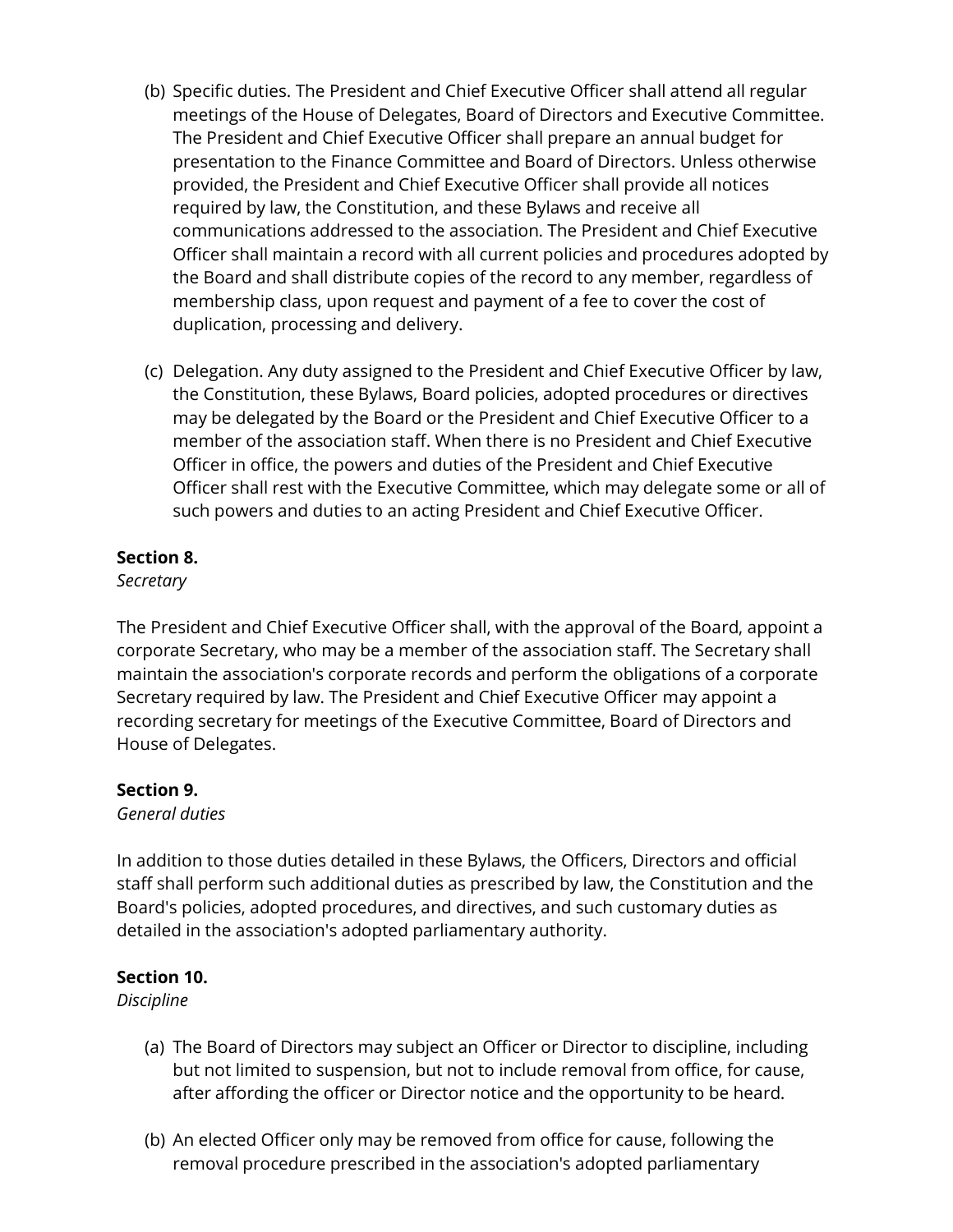(b) Specific duties. The President and Chief Executive Officer shall attend all regular meetings of the House of Delegates, Board of Directors and Executive Committee. The President and Chief Executive Officer shall prepare an annual budget for presentation to the Finance Committee and Board of Directors. Unless otherwise provided, the President and Chief Executive Officer shall provide all notices required by law, the Constitution, and these Bylaws and receive all communications addressed to the association. The President and Chief Executive Officer shall maintain a record with all current policies and procedures adopted by the Board and shall distribute copies of the record to any member, regardless of membership class, upon request and payment of a fee to cover the cost of duplication, processing and delivery.

(c) Delegation. Any duty assigned to the President and Chief Executive Officer by law, the Constitution, these Bylaws, Board policies, adopted procedures or directives may be delegated by the Board or the President and Chief Executive Officer to a member of the association staff. When there is no President and Chief Executive Officer in office, the powers and duties of the President and Chief Executive Officer shall rest with the Executive Committee, which may delegate some or all of such powers and duties to an acting President and Chief Executive Officer.

**Section 8.**
*Secretary*

The President and Chief Executive Officer shall, with the approval of the Board, appoint a corporate Secretary, who may be a member of the association staff. The Secretary shall maintain the association's corporate records and perform the obligations of a corporate Secretary required by law. The President and Chief Executive Officer may appoint a recording secretary for meetings of the Executive Committee, Board of Directors and House of Delegates.

**Section 9.**
*General duties*

In addition to those duties detailed in these Bylaws, the Officers, Directors and official staff shall perform such additional duties as prescribed by law, the Constitution and the Board's policies, adopted procedures, and directives, and such customary duties as detailed in the association's adopted parliamentary authority.

**Section 10.**
*Discipline*

(a) The Board of Directors may subject an Officer or Director to discipline, including but not limited to suspension, but not to include removal from office, for cause, after affording the officer or Director notice and the opportunity to be heard.

(b) An elected Officer only may be removed from office for cause, following the removal procedure prescribed in the association's adopted parliamentary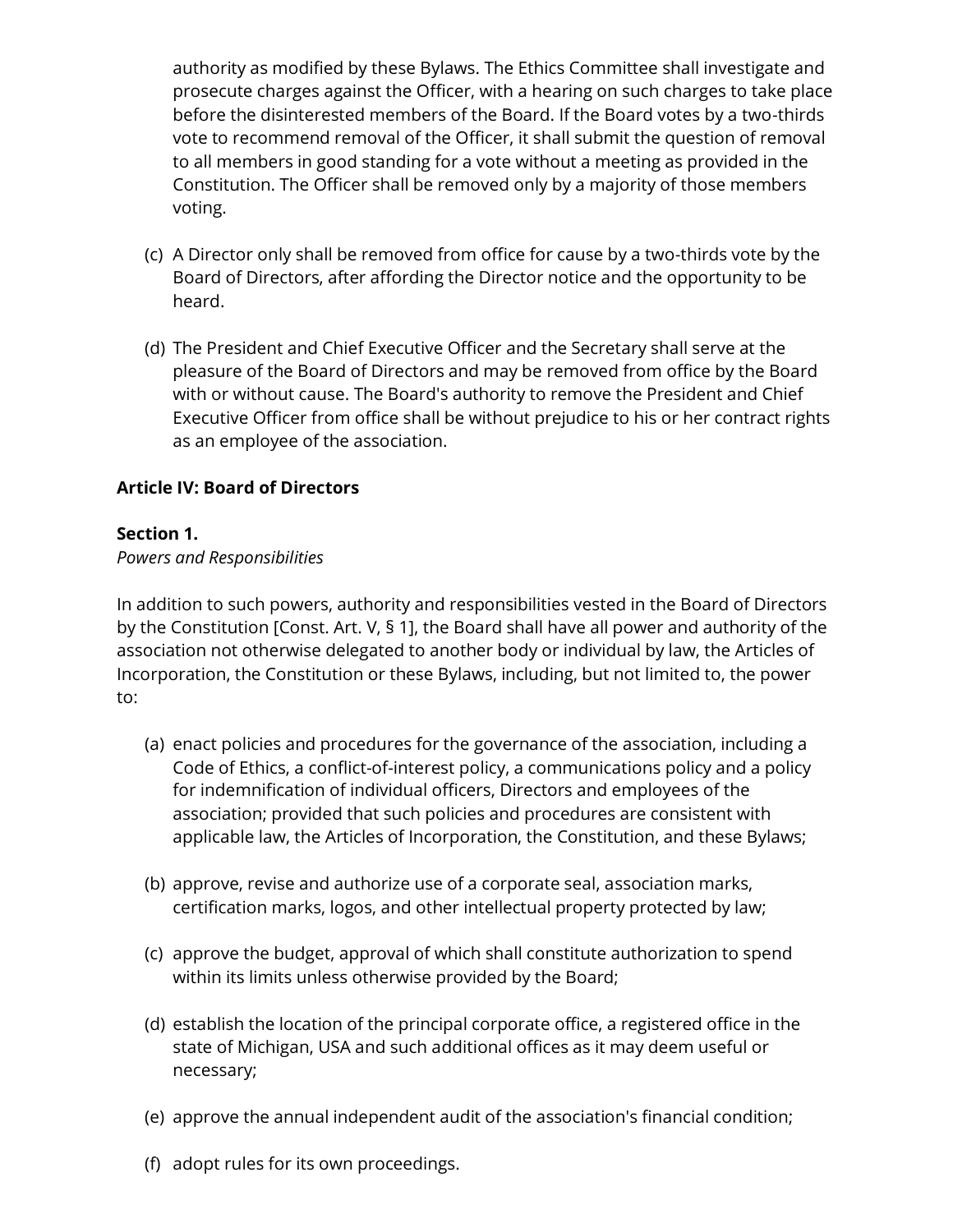authority as modified by these Bylaws. The Ethics Committee shall investigate and prosecute charges against the Officer, with a hearing on such charges to take place before the disinterested members of the Board. If the Board votes by a two-thirds vote to recommend removal of the Officer, it shall submit the question of removal to all members in good standing for a vote without a meeting as provided in the Constitution. The Officer shall be removed only by a majority of those members voting.

(c) A Director only shall be removed from office for cause by a two-thirds vote by the Board of Directors, after affording the Director notice and the opportunity to be heard.

(d) The President and Chief Executive Officer and the Secretary shall serve at the pleasure of the Board of Directors and may be removed from office by the Board with or without cause. The Board's authority to remove the President and Chief Executive Officer from office shall be without prejudice to his or her contract rights as an employee of the association.

**Article IV: Board of Directors**

**Section 1.**
*Powers and Responsibilities*

In addition to such powers, authority and responsibilities vested in the Board of Directors by the Constitution [Const. Art. V, § 1], the Board shall have all power and authority of the association not otherwise delegated to another body or individual by law, the Articles of Incorporation, the Constitution or these Bylaws, including, but not limited to, the power to:

(a) enact policies and procedures for the governance of the association, including a Code of Ethics, a conflict-of-interest policy, a communications policy and a policy for indemnification of individual officers, Directors and employees of the association; provided that such policies and procedures are consistent with applicable law, the Articles of Incorporation, the Constitution, and these Bylaws;

(b) approve, revise and authorize use of a corporate seal, association marks, certification marks, logos, and other intellectual property protected by law;

(c) approve the budget, approval of which shall constitute authorization to spend within its limits unless otherwise provided by the Board;

(d) establish the location of the principal corporate office, a registered office in the state of Michigan, USA and such additional offices as it may deem useful or necessary;

(e) approve the annual independent audit of the association's financial condition;

(f) adopt rules for its own proceedings.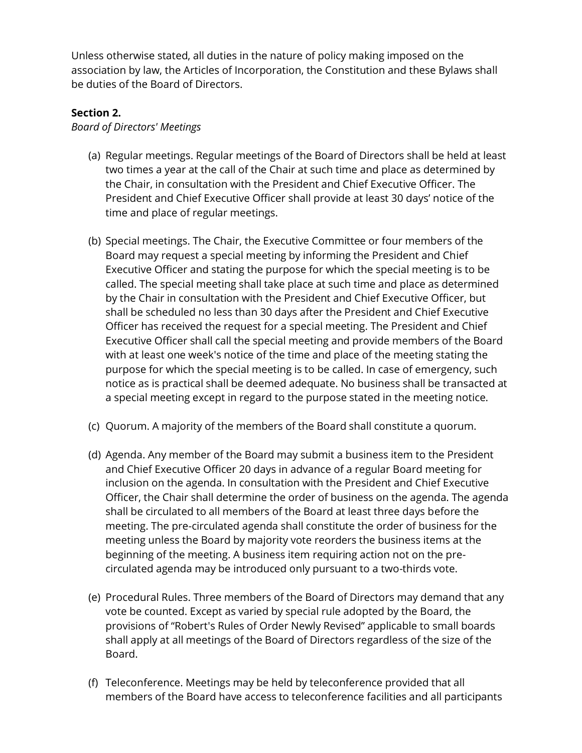Unless otherwise stated, all duties in the nature of policy making imposed on the association by law, the Articles of Incorporation, the Constitution and these Bylaws shall be duties of the Board of Directors.

**Section 2.**
*Board of Directors' Meetings*

(a) Regular meetings. Regular meetings of the Board of Directors shall be held at least two times a year at the call of the Chair at such time and place as determined by the Chair, in consultation with the President and Chief Executive Officer. The President and Chief Executive Officer shall provide at least 30 days' notice of the time and place of regular meetings.

(b) Special meetings. The Chair, the Executive Committee or four members of the Board may request a special meeting by informing the President and Chief Executive Officer and stating the purpose for which the special meeting is to be called. The special meeting shall take place at such time and place as determined by the Chair in consultation with the President and Chief Executive Officer, but shall be scheduled no less than 30 days after the President and Chief Executive Officer has received the request for a special meeting. The President and Chief Executive Officer shall call the special meeting and provide members of the Board with at least one week's notice of the time and place of the meeting stating the purpose for which the special meeting is to be called. In case of emergency, such notice as is practical shall be deemed adequate. No business shall be transacted at a special meeting except in regard to the purpose stated in the meeting notice.

(c) Quorum. A majority of the members of the Board shall constitute a quorum.

(d) Agenda. Any member of the Board may submit a business item to the President and Chief Executive Officer 20 days in advance of a regular Board meeting for inclusion on the agenda. In consultation with the President and Chief Executive Officer, the Chair shall determine the order of business on the agenda. The agenda shall be circulated to all members of the Board at least three days before the meeting. The pre-circulated agenda shall constitute the order of business for the meeting unless the Board by majority vote reorders the business items at the beginning of the meeting. A business item requiring action not on the pre-circulated agenda may be introduced only pursuant to a two-thirds vote.

(e) Procedural Rules. Three members of the Board of Directors may demand that any vote be counted. Except as varied by special rule adopted by the Board, the provisions of "Robert's Rules of Order Newly Revised" applicable to small boards shall apply at all meetings of the Board of Directors regardless of the size of the Board.

(f) Teleconference. Meetings may be held by teleconference provided that all members of the Board have access to teleconference facilities and all participants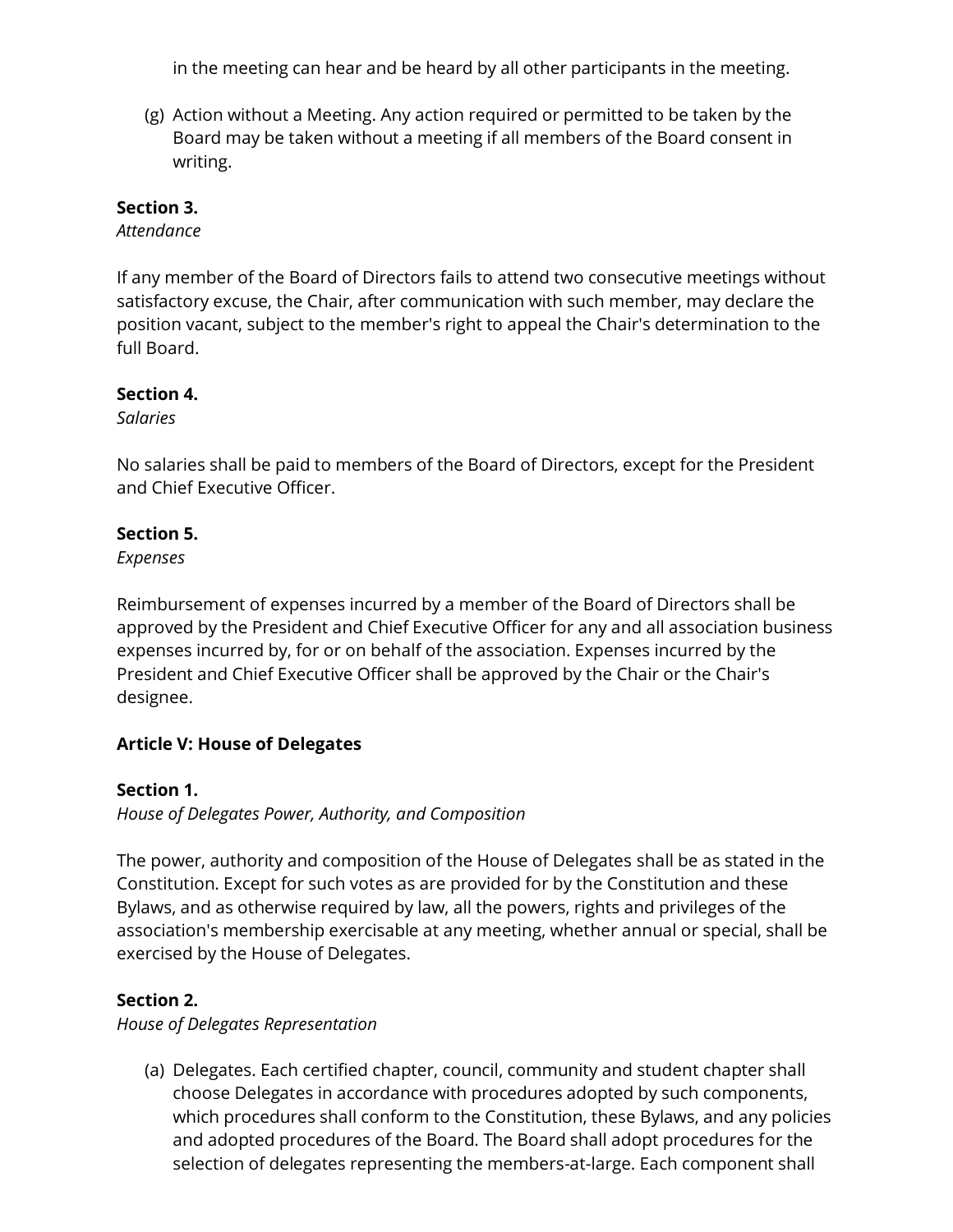in the meeting can hear and be heard by all other participants in the meeting.

(g) Action without a Meeting. Any action required or permitted to be taken by the Board may be taken without a meeting if all members of the Board consent in writing.

**Section 3.**
*Attendance*

If any member of the Board of Directors fails to attend two consecutive meetings without satisfactory excuse, the Chair, after communication with such member, may declare the position vacant, subject to the member's right to appeal the Chair's determination to the full Board.

**Section 4.**
*Salaries*

No salaries shall be paid to members of the Board of Directors, except for the President and Chief Executive Officer.

**Section 5.**
*Expenses*

Reimbursement of expenses incurred by a member of the Board of Directors shall be approved by the President and Chief Executive Officer for any and all association business expenses incurred by, for or on behalf of the association. Expenses incurred by the President and Chief Executive Officer shall be approved by the Chair or the Chair's designee.

**Article V: House of Delegates**

**Section 1.**
*House of Delegates Power, Authority, and Composition*

The power, authority and composition of the House of Delegates shall be as stated in the Constitution. Except for such votes as are provided for by the Constitution and these Bylaws, and as otherwise required by law, all the powers, rights and privileges of the association's membership exercisable at any meeting, whether annual or special, shall be exercised by the House of Delegates.

**Section 2.**
*House of Delegates Representation*

(a) Delegates. Each certified chapter, council, community and student chapter shall choose Delegates in accordance with procedures adopted by such components, which procedures shall conform to the Constitution, these Bylaws, and any policies and adopted procedures of the Board. The Board shall adopt procedures for the selection of delegates representing the members-at-large. Each component shall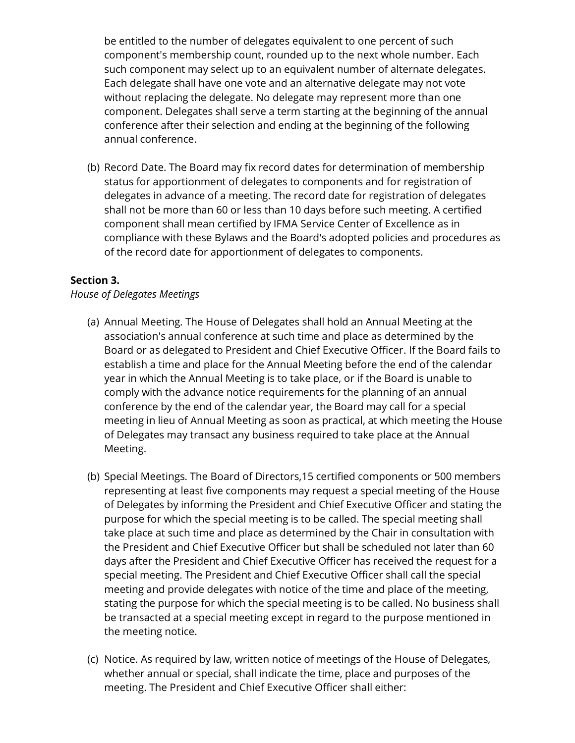be entitled to the number of delegates equivalent to one percent of such component's membership count, rounded up to the next whole number. Each such component may select up to an equivalent number of alternate delegates. Each delegate shall have one vote and an alternative delegate may not vote without replacing the delegate. No delegate may represent more than one component. Delegates shall serve a term starting at the beginning of the annual conference after their selection and ending at the beginning of the following annual conference.

(b) Record Date. The Board may fix record dates for determination of membership status for apportionment of delegates to components and for registration of delegates in advance of a meeting. The record date for registration of delegates shall not be more than 60 or less than 10 days before such meeting. A certified component shall mean certified by IFMA Service Center of Excellence as in compliance with these Bylaws and the Board's adopted policies and procedures as of the record date for apportionment of delegates to components.

**Section 3.**

*House of Delegates Meetings*

(a) Annual Meeting. The House of Delegates shall hold an Annual Meeting at the association's annual conference at such time and place as determined by the Board or as delegated to President and Chief Executive Officer. If the Board fails to establish a time and place for the Annual Meeting before the end of the calendar year in which the Annual Meeting is to take place, or if the Board is unable to comply with the advance notice requirements for the planning of an annual conference by the end of the calendar year, the Board may call for a special meeting in lieu of Annual Meeting as soon as practical, at which meeting the House of Delegates may transact any business required to take place at the Annual Meeting.

(b) Special Meetings. The Board of Directors,15 certified components or 500 members representing at least five components may request a special meeting of the House of Delegates by informing the President and Chief Executive Officer and stating the purpose for which the special meeting is to be called. The special meeting shall take place at such time and place as determined by the Chair in consultation with the President and Chief Executive Officer but shall be scheduled not later than 60 days after the President and Chief Executive Officer has received the request for a special meeting. The President and Chief Executive Officer shall call the special meeting and provide delegates with notice of the time and place of the meeting, stating the purpose for which the special meeting is to be called. No business shall be transacted at a special meeting except in regard to the purpose mentioned in the meeting notice.

(c) Notice. As required by law, written notice of meetings of the House of Delegates, whether annual or special, shall indicate the time, place and purposes of the meeting. The President and Chief Executive Officer shall either: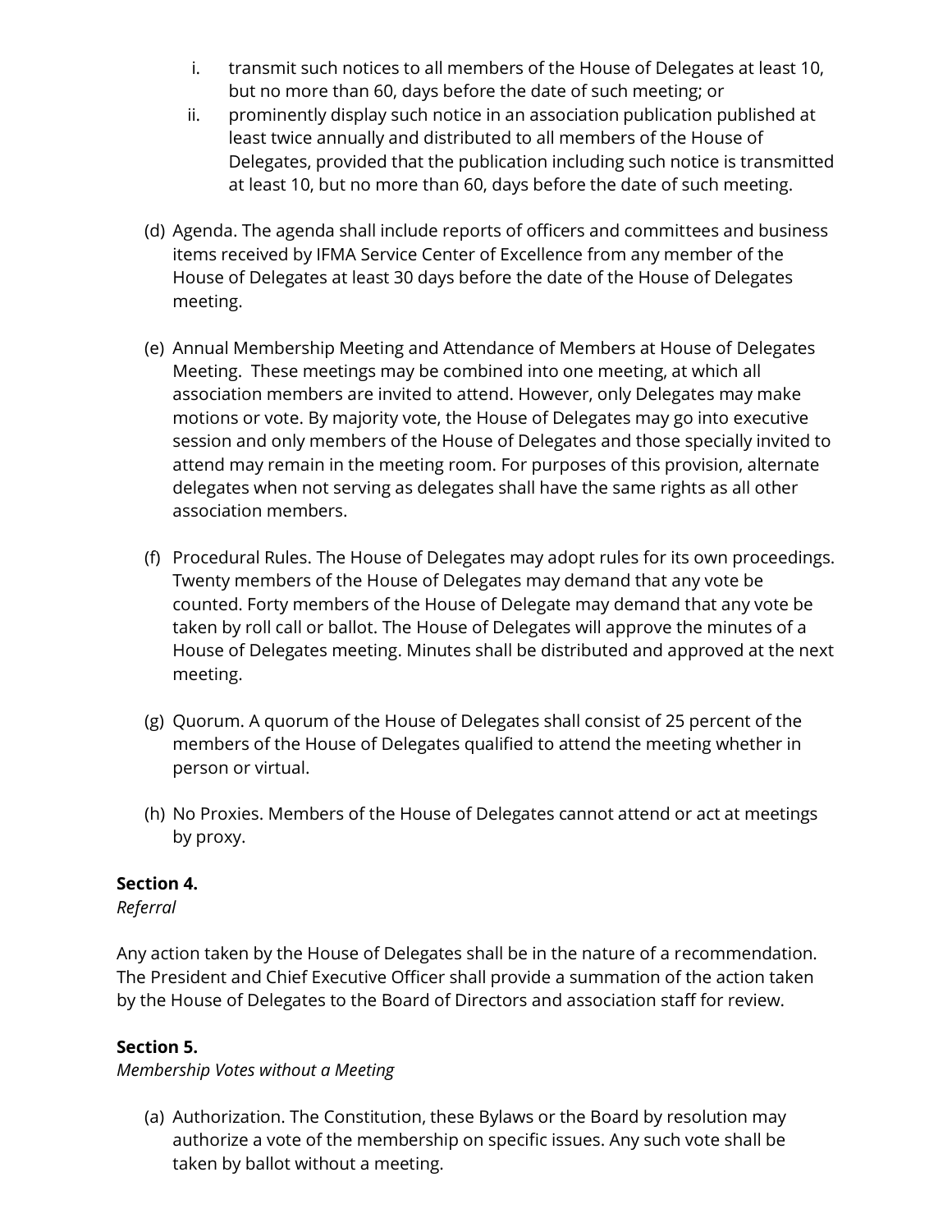i. transmit such notices to all members of the House of Delegates at least 10, but no more than 60, days before the date of such meeting; or
   ii. prominently display such notice in an association publication published at least twice annually and distributed to all members of the House of Delegates, provided that the publication including such notice is transmitted at least 10, but no more than 60, days before the date of such meeting.

(d) Agenda. The agenda shall include reports of officers and committees and business items received by IFMA Service Center of Excellence from any member of the House of Delegates at least 30 days before the date of the House of Delegates meeting.

(e) Annual Membership Meeting and Attendance of Members at House of Delegates Meeting. These meetings may be combined into one meeting, at which all association members are invited to attend. However, only Delegates may make motions or vote. By majority vote, the House of Delegates may go into executive session and only members of the House of Delegates and those specially invited to attend may remain in the meeting room. For purposes of this provision, alternate delegates when not serving as delegates shall have the same rights as all other association members.

(f) Procedural Rules. The House of Delegates may adopt rules for its own proceedings. Twenty members of the House of Delegates may demand that any vote be counted. Forty members of the House of Delegate may demand that any vote be taken by roll call or ballot. The House of Delegates will approve the minutes of a House of Delegates meeting. Minutes shall be distributed and approved at the next meeting.

(g) Quorum. A quorum of the House of Delegates shall consist of 25 percent of the members of the House of Delegates qualified to attend the meeting whether in person or virtual.

(h) No Proxies. Members of the House of Delegates cannot attend or act at meetings by proxy.

**Section 4.**
*Referral*

Any action taken by the House of Delegates shall be in the nature of a recommendation. The President and Chief Executive Officer shall provide a summation of the action taken by the House of Delegates to the Board of Directors and association staff for review.

**Section 5.**
*Membership Votes without a Meeting*

(a) Authorization. The Constitution, these Bylaws or the Board by resolution may authorize a vote of the membership on specific issues. Any such vote shall be taken by ballot without a meeting.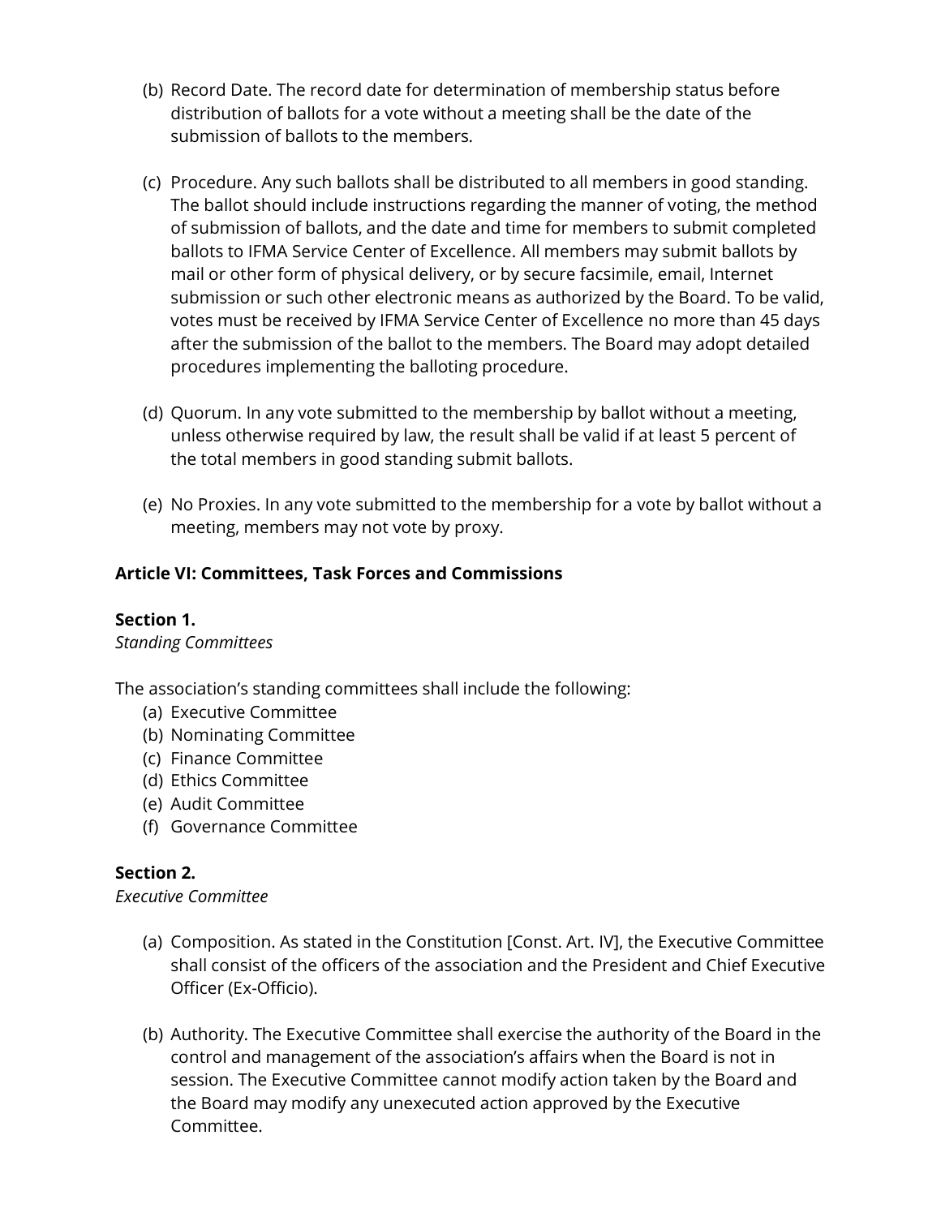(b) Record Date. The record date for determination of membership status before distribution of ballots for a vote without a meeting shall be the date of the submission of ballots to the members.

(c) Procedure. Any such ballots shall be distributed to all members in good standing. The ballot should include instructions regarding the manner of voting, the method of submission of ballots, and the date and time for members to submit completed ballots to IFMA Service Center of Excellence. All members may submit ballots by mail or other form of physical delivery, or by secure facsimile, email, Internet submission or such other electronic means as authorized by the Board. To be valid, votes must be received by IFMA Service Center of Excellence no more than 45 days after the submission of the ballot to the members. The Board may adopt detailed procedures implementing the balloting procedure.

(d) Quorum. In any vote submitted to the membership by ballot without a meeting, unless otherwise required by law, the result shall be valid if at least 5 percent of the total members in good standing submit ballots.

(e) No Proxies. In any vote submitted to the membership for a vote by ballot without a meeting, members may not vote by proxy.

**Article VI: Committees, Task Forces and Commissions**

**Section 1.**
*Standing Committees*

The association's standing committees shall include the following:

(a) Executive Committee
(b) Nominating Committee
(c) Finance Committee
(d) Ethics Committee
(e) Audit Committee
(f) Governance Committee

**Section 2.**
*Executive Committee*

(a) Composition. As stated in the Constitution [Const. Art. IV], the Executive Committee shall consist of the officers of the association and the President and Chief Executive Officer (Ex-Officio).

(b) Authority. The Executive Committee shall exercise the authority of the Board in the control and management of the association's affairs when the Board is not in session. The Executive Committee cannot modify action taken by the Board and the Board may modify any unexecuted action approved by the Executive Committee.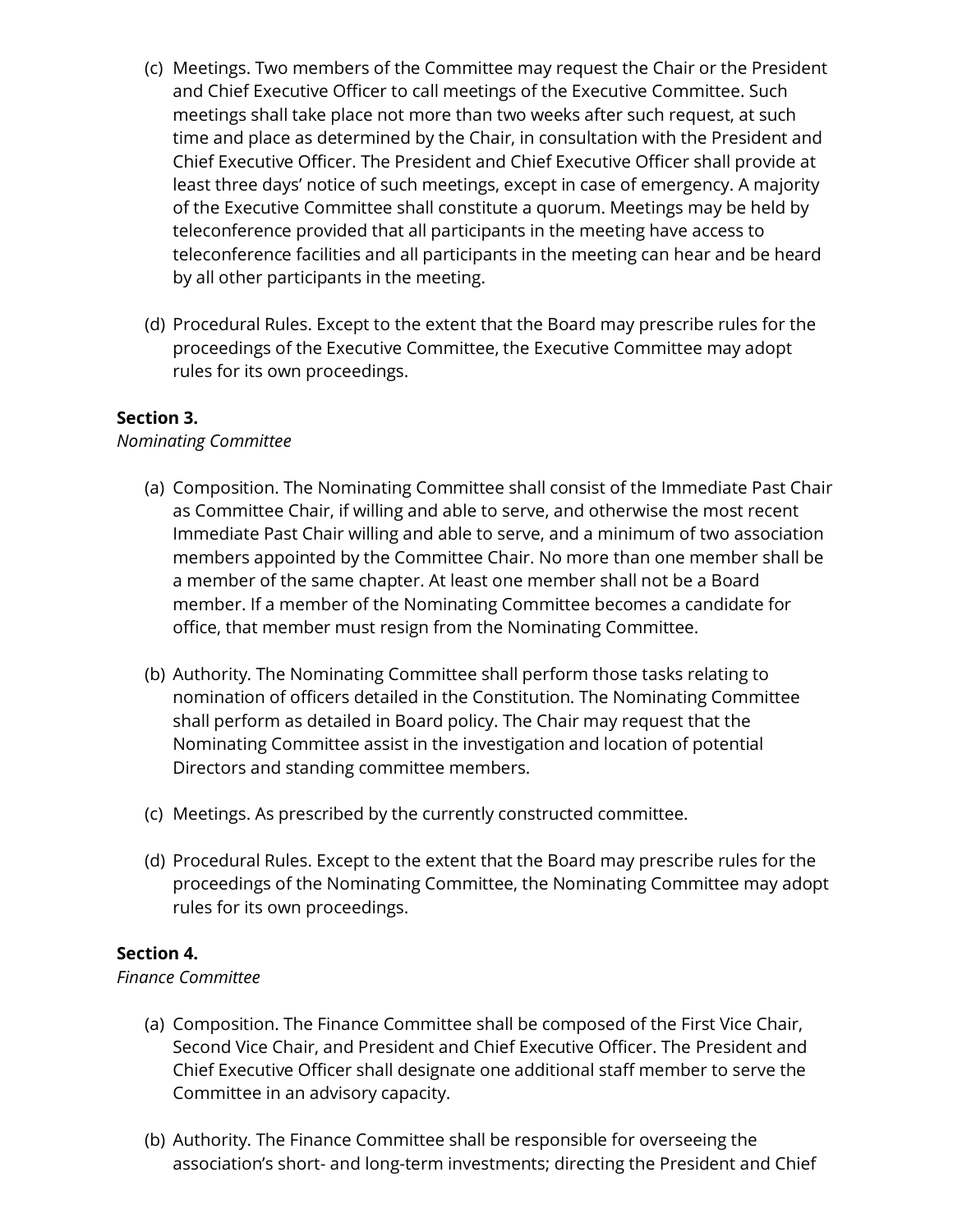(c) Meetings. Two members of the Committee may request the Chair or the President and Chief Executive Officer to call meetings of the Executive Committee. Such meetings shall take place not more than two weeks after such request, at such time and place as determined by the Chair, in consultation with the President and Chief Executive Officer. The President and Chief Executive Officer shall provide at least three days' notice of such meetings, except in case of emergency. A majority of the Executive Committee shall constitute a quorum. Meetings may be held by teleconference provided that all participants in the meeting have access to teleconference facilities and all participants in the meeting can hear and be heard by all other participants in the meeting.

(d) Procedural Rules. Except to the extent that the Board may prescribe rules for the proceedings of the Executive Committee, the Executive Committee may adopt rules for its own proceedings.

**Section 3.**
*Nominating Committee*

(a) Composition. The Nominating Committee shall consist of the Immediate Past Chair as Committee Chair, if willing and able to serve, and otherwise the most recent Immediate Past Chair willing and able to serve, and a minimum of two association members appointed by the Committee Chair. No more than one member shall be a member of the same chapter. At least one member shall not be a Board member. If a member of the Nominating Committee becomes a candidate for office, that member must resign from the Nominating Committee.

(b) Authority. The Nominating Committee shall perform those tasks relating to nomination of officers detailed in the Constitution. The Nominating Committee shall perform as detailed in Board policy. The Chair may request that the Nominating Committee assist in the investigation and location of potential Directors and standing committee members.

(c) Meetings. As prescribed by the currently constructed committee.

(d) Procedural Rules. Except to the extent that the Board may prescribe rules for the proceedings of the Nominating Committee, the Nominating Committee may adopt rules for its own proceedings.

**Section 4.**
*Finance Committee*

(a) Composition. The Finance Committee shall be composed of the First Vice Chair, Second Vice Chair, and President and Chief Executive Officer. The President and Chief Executive Officer shall designate one additional staff member to serve the Committee in an advisory capacity.

(b) Authority. The Finance Committee shall be responsible for overseeing the association's short- and long-term investments; directing the President and Chief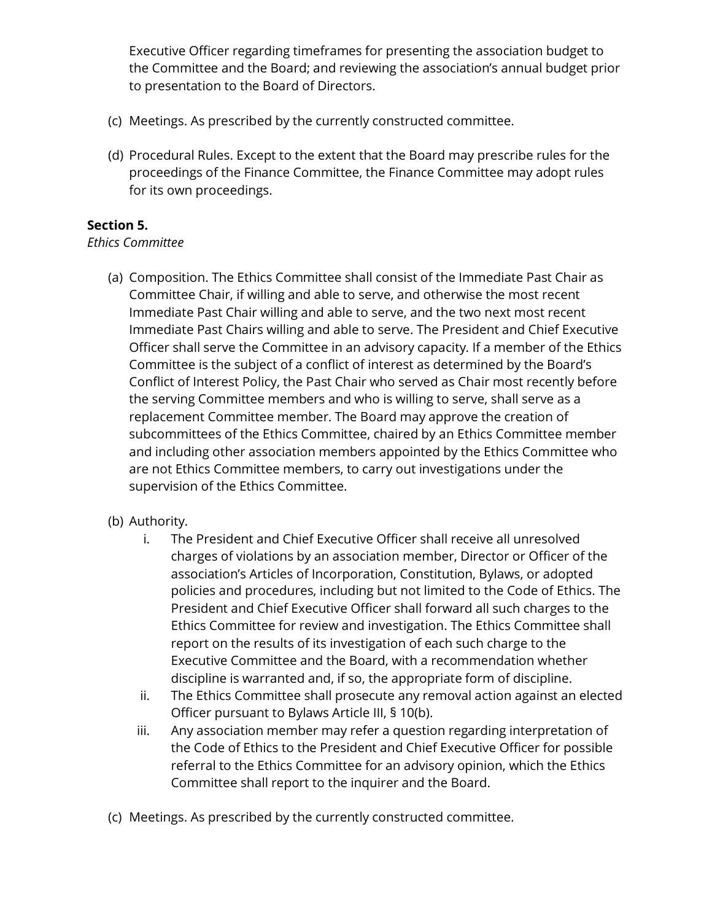Executive Officer regarding timeframes for presenting the association budget to the Committee and the Board; and reviewing the association's annual budget prior to presentation to the Board of Directors.

(c) Meetings. As prescribed by the currently constructed committee.

(d) Procedural Rules. Except to the extent that the Board may prescribe rules for the proceedings of the Finance Committee, the Finance Committee may adopt rules for its own proceedings.

**Section 5.**
*Ethics Committee*

(a) Composition. The Ethics Committee shall consist of the Immediate Past Chair as Committee Chair, if willing and able to serve, and otherwise the most recent Immediate Past Chair willing and able to serve, and the two next most recent Immediate Past Chairs willing and able to serve. The President and Chief Executive Officer shall serve the Committee in an advisory capacity. If a member of the Ethics Committee is the subject of a conflict of interest as determined by the Board's Conflict of Interest Policy, the Past Chair who served as Chair most recently before the serving Committee members and who is willing to serve, shall serve as a replacement Committee member. The Board may approve the creation of subcommittees of the Ethics Committee, chaired by an Ethics Committee member and including other association members appointed by the Ethics Committee who are not Ethics Committee members, to carry out investigations under the supervision of the Ethics Committee.

(b) Authority.

i. The President and Chief Executive Officer shall receive all unresolved charges of violations by an association member, Director or Officer of the association's Articles of Incorporation, Constitution, Bylaws, or adopted policies and procedures, including but not limited to the Code of Ethics. The President and Chief Executive Officer shall forward all such charges to the Ethics Committee for review and investigation. The Ethics Committee shall report on the results of its investigation of each such charge to the Executive Committee and the Board, with a recommendation whether discipline is warranted and, if so, the appropriate form of discipline.

ii. The Ethics Committee shall prosecute any removal action against an elected Officer pursuant to Bylaws Article III, § 10(b).

iii. Any association member may refer a question regarding interpretation of the Code of Ethics to the President and Chief Executive Officer for possible referral to the Ethics Committee for an advisory opinion, which the Ethics Committee shall report to the inquirer and the Board.

(c) Meetings. As prescribed by the currently constructed committee.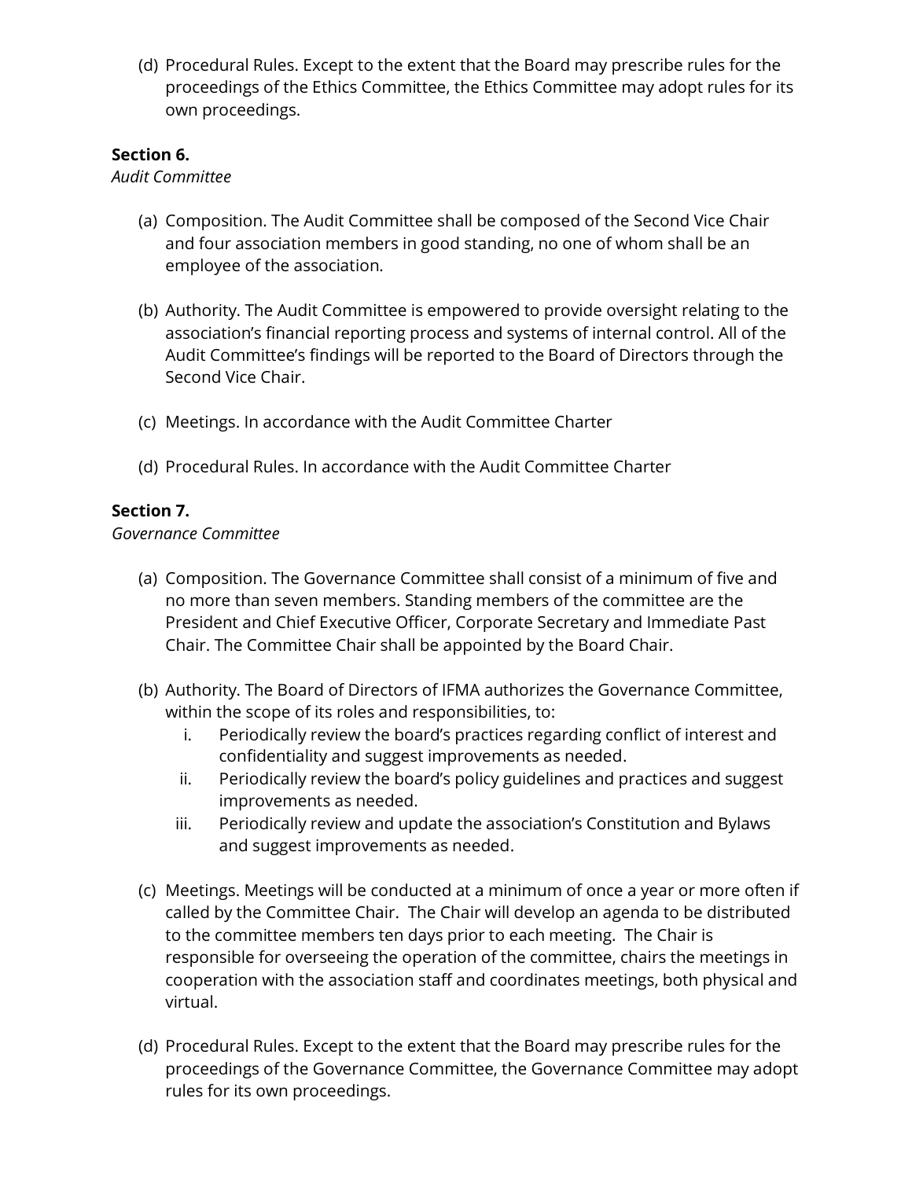(d) Procedural Rules. Except to the extent that the Board may prescribe rules for the proceedings of the Ethics Committee, the Ethics Committee may adopt rules for its own proceedings.

**Section 6.**
*Audit Committee*

(a) Composition. The Audit Committee shall be composed of the Second Vice Chair and four association members in good standing, no one of whom shall be an employee of the association.

(b) Authority. The Audit Committee is empowered to provide oversight relating to the association's financial reporting process and systems of internal control. All of the Audit Committee's findings will be reported to the Board of Directors through the Second Vice Chair.

(c) Meetings. In accordance with the Audit Committee Charter

(d) Procedural Rules. In accordance with the Audit Committee Charter

**Section 7.**
*Governance Committee*

(a) Composition. The Governance Committee shall consist of a minimum of five and no more than seven members. Standing members of the committee are the President and Chief Executive Officer, Corporate Secretary and Immediate Past Chair. The Committee Chair shall be appointed by the Board Chair.

(b) Authority. The Board of Directors of IFMA authorizes the Governance Committee, within the scope of its roles and responsibilities, to:
   i. Periodically review the board's practices regarding conflict of interest and confidentiality and suggest improvements as needed.
   ii. Periodically review the board's policy guidelines and practices and suggest improvements as needed.
   iii. Periodically review and update the association's Constitution and Bylaws and suggest improvements as needed.

(c) Meetings. Meetings will be conducted at a minimum of once a year or more often if called by the Committee Chair. The Chair will develop an agenda to be distributed to the committee members ten days prior to each meeting. The Chair is responsible for overseeing the operation of the committee, chairs the meetings in cooperation with the association staff and coordinates meetings, both physical and virtual.

(d) Procedural Rules. Except to the extent that the Board may prescribe rules for the proceedings of the Governance Committee, the Governance Committee may adopt rules for its own proceedings.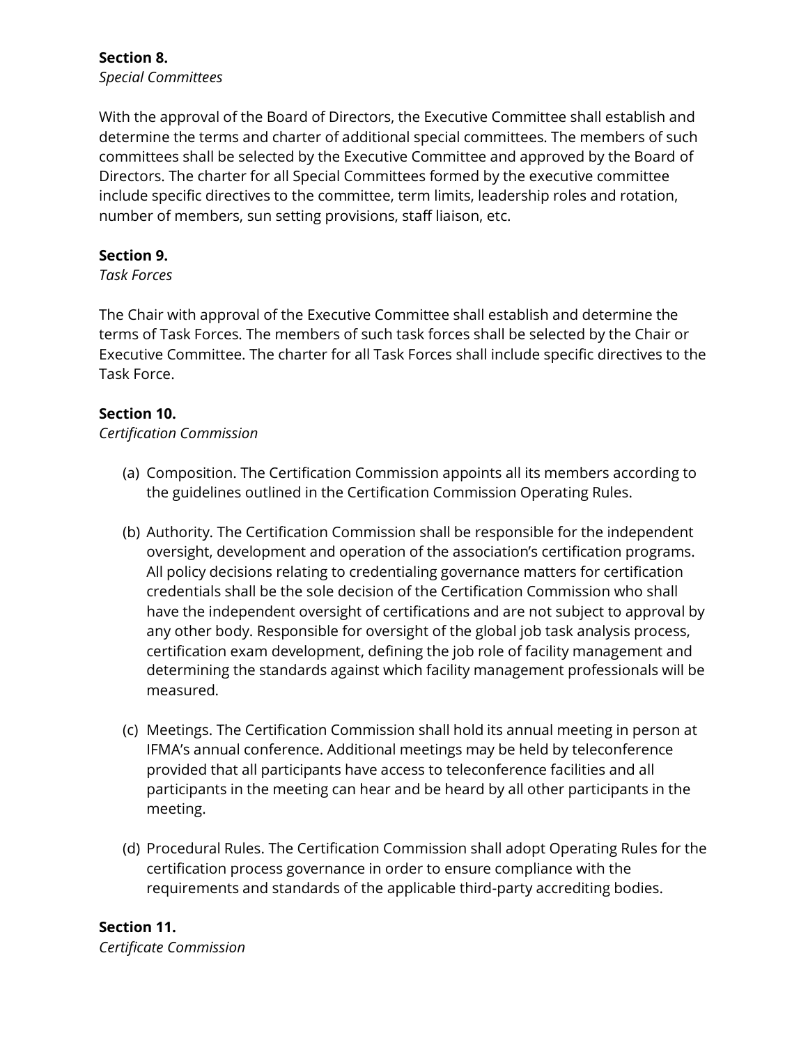**Section 8.**
*Special Committees*

With the approval of the Board of Directors, the Executive Committee shall establish and determine the terms and charter of additional special committees. The members of such committees shall be selected by the Executive Committee and approved by the Board of Directors. The charter for all Special Committees formed by the executive committee include specific directives to the committee, term limits, leadership roles and rotation, number of members, sun setting provisions, staff liaison, etc.

**Section 9.**
*Task Forces*

The Chair with approval of the Executive Committee shall establish and determine the terms of Task Forces. The members of such task forces shall be selected by the Chair or Executive Committee. The charter for all Task Forces shall include specific directives to the Task Force.

**Section 10.**
*Certification Commission*

(a) Composition. The Certification Commission appoints all its members according to the guidelines outlined in the Certification Commission Operating Rules.

(b) Authority. The Certification Commission shall be responsible for the independent oversight, development and operation of the association's certification programs. All policy decisions relating to credentialing governance matters for certification credentials shall be the sole decision of the Certification Commission who shall have the independent oversight of certifications and are not subject to approval by any other body. Responsible for oversight of the global job task analysis process, certification exam development, defining the job role of facility management and determining the standards against which facility management professionals will be measured.

(c) Meetings. The Certification Commission shall hold its annual meeting in person at IFMA's annual conference. Additional meetings may be held by teleconference provided that all participants have access to teleconference facilities and all participants in the meeting can hear and be heard by all other participants in the meeting.

(d) Procedural Rules. The Certification Commission shall adopt Operating Rules for the certification process governance in order to ensure compliance with the requirements and standards of the applicable third-party accrediting bodies.

**Section 11.**
*Certificate Commission*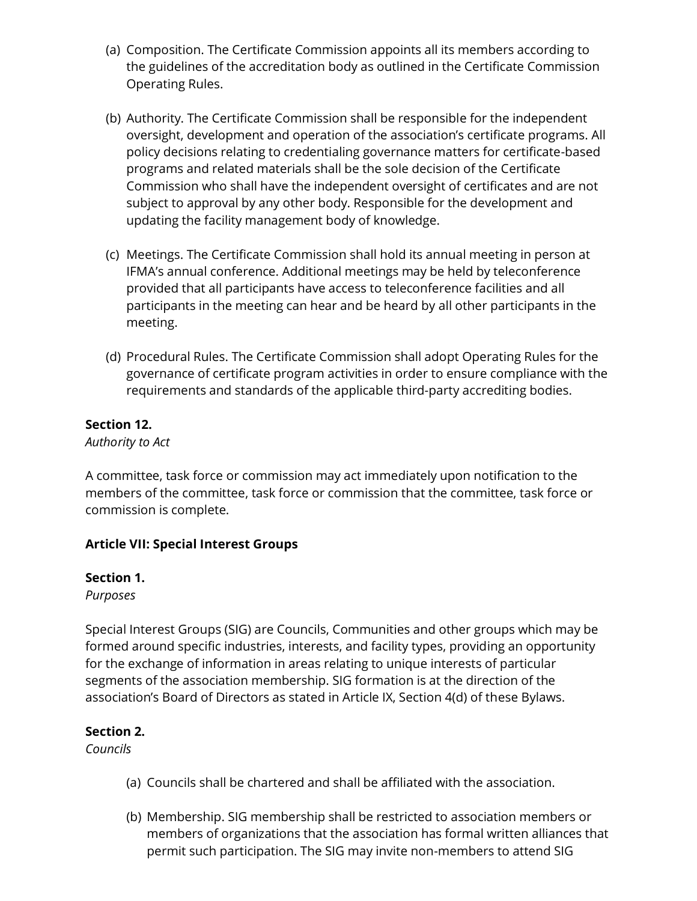(a) Composition. The Certificate Commission appoints all its members according to the guidelines of the accreditation body as outlined in the Certificate Commission Operating Rules.

(b) Authority. The Certificate Commission shall be responsible for the independent oversight, development and operation of the association's certificate programs. All policy decisions relating to credentialing governance matters for certificate-based programs and related materials shall be the sole decision of the Certificate Commission who shall have the independent oversight of certificates and are not subject to approval by any other body. Responsible for the development and updating the facility management body of knowledge.

(c) Meetings. The Certificate Commission shall hold its annual meeting in person at IFMA's annual conference. Additional meetings may be held by teleconference provided that all participants have access to teleconference facilities and all participants in the meeting can hear and be heard by all other participants in the meeting.

(d) Procedural Rules. The Certificate Commission shall adopt Operating Rules for the governance of certificate program activities in order to ensure compliance with the requirements and standards of the applicable third-party accrediting bodies.

**Section 12.**
*Authority to Act*

A committee, task force or commission may act immediately upon notification to the members of the committee, task force or commission that the committee, task force or commission is complete.

**Article VII: Special Interest Groups**

**Section 1.**
*Purposes*

Special Interest Groups (SIG) are Councils, Communities and other groups which may be formed around specific industries, interests, and facility types, providing an opportunity for the exchange of information in areas relating to unique interests of particular segments of the association membership. SIG formation is at the direction of the association's Board of Directors as stated in Article IX, Section 4(d) of these Bylaws.

**Section 2.**
*Councils*

(a) Councils shall be chartered and shall be affiliated with the association.

(b) Membership. SIG membership shall be restricted to association members or members of organizations that the association has formal written alliances that permit such participation. The SIG may invite non-members to attend SIG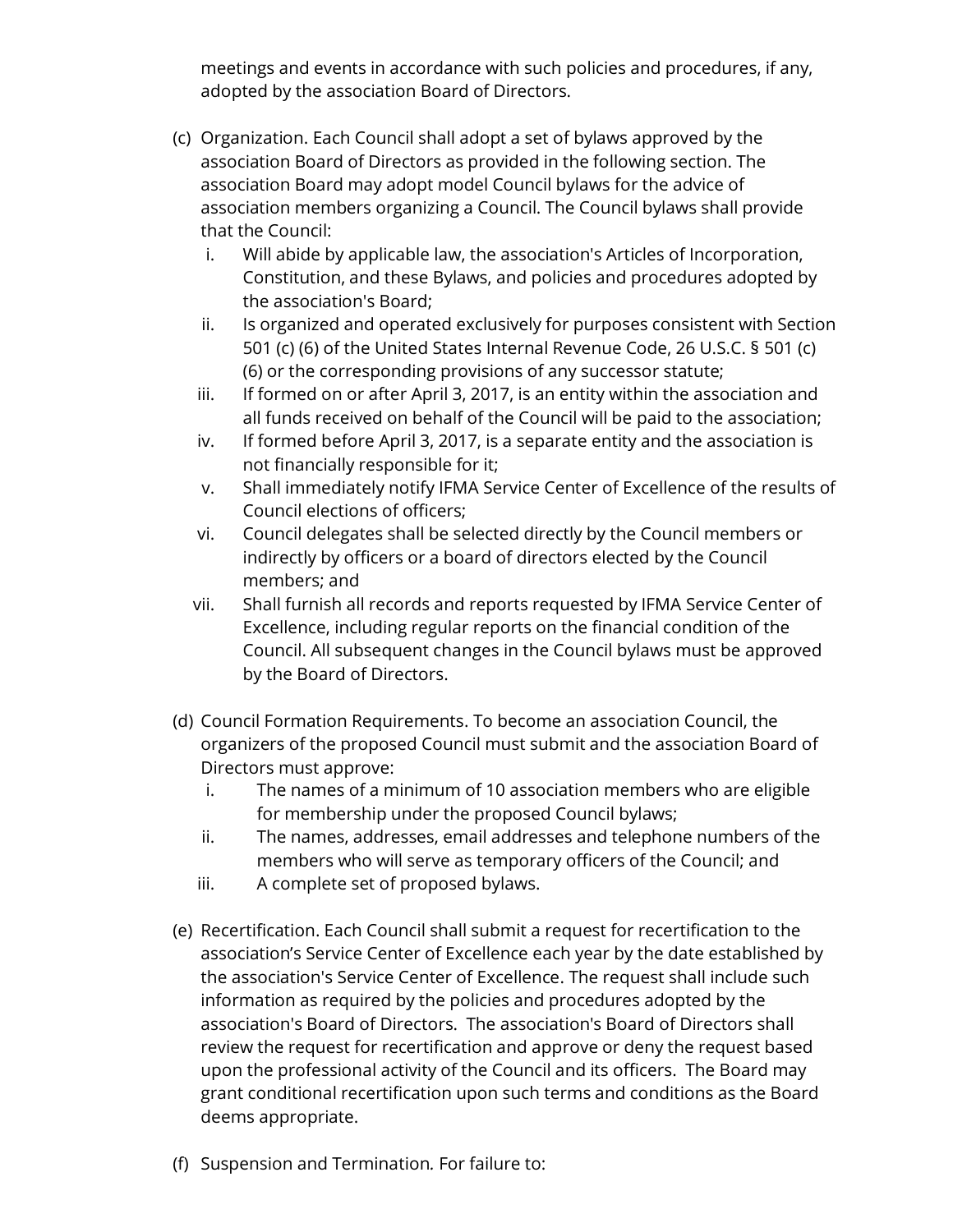meetings and events in accordance with such policies and procedures, if any, adopted by the association Board of Directors.

(c) Organization. Each Council shall adopt a set of bylaws approved by the association Board of Directors as provided in the following section. The association Board may adopt model Council bylaws for the advice of association members organizing a Council. The Council bylaws shall provide that the Council:

   i. Will abide by applicable law, the association's Articles of Incorporation, Constitution, and these Bylaws, and policies and procedures adopted by the association's Board;
   ii. Is organized and operated exclusively for purposes consistent with Section 501 (c) (6) of the United States Internal Revenue Code, 26 U.S.C. § 501 (c) (6) or the corresponding provisions of any successor statute;
   iii. If formed on or after April 3, 2017, is an entity within the association and all funds received on behalf of the Council will be paid to the association;
   iv. If formed before April 3, 2017, is a separate entity and the association is not financially responsible for it;
   v. Shall immediately notify IFMA Service Center of Excellence of the results of Council elections of officers;
   vi. Council delegates shall be selected directly by the Council members or indirectly by officers or a board of directors elected by the Council members; and
   vii. Shall furnish all records and reports requested by IFMA Service Center of Excellence, including regular reports on the financial condition of the Council. All subsequent changes in the Council bylaws must be approved by the Board of Directors.

(d) Council Formation Requirements. To become an association Council, the organizers of the proposed Council must submit and the association Board of Directors must approve:

   i. The names of a minimum of 10 association members who are eligible for membership under the proposed Council bylaws;
   ii. The names, addresses, email addresses and telephone numbers of the members who will serve as temporary officers of the Council; and
   iii. A complete set of proposed bylaws.

(e) Recertification. Each Council shall submit a request for recertification to the association's Service Center of Excellence each year by the date established by the association's Service Center of Excellence. The request shall include such information as required by the policies and procedures adopted by the association's Board of Directors. The association's Board of Directors shall review the request for recertification and approve or deny the request based upon the professional activity of the Council and its officers. The Board may grant conditional recertification upon such terms and conditions as the Board deems appropriate.

(f) Suspension and Termination*.* For failure to: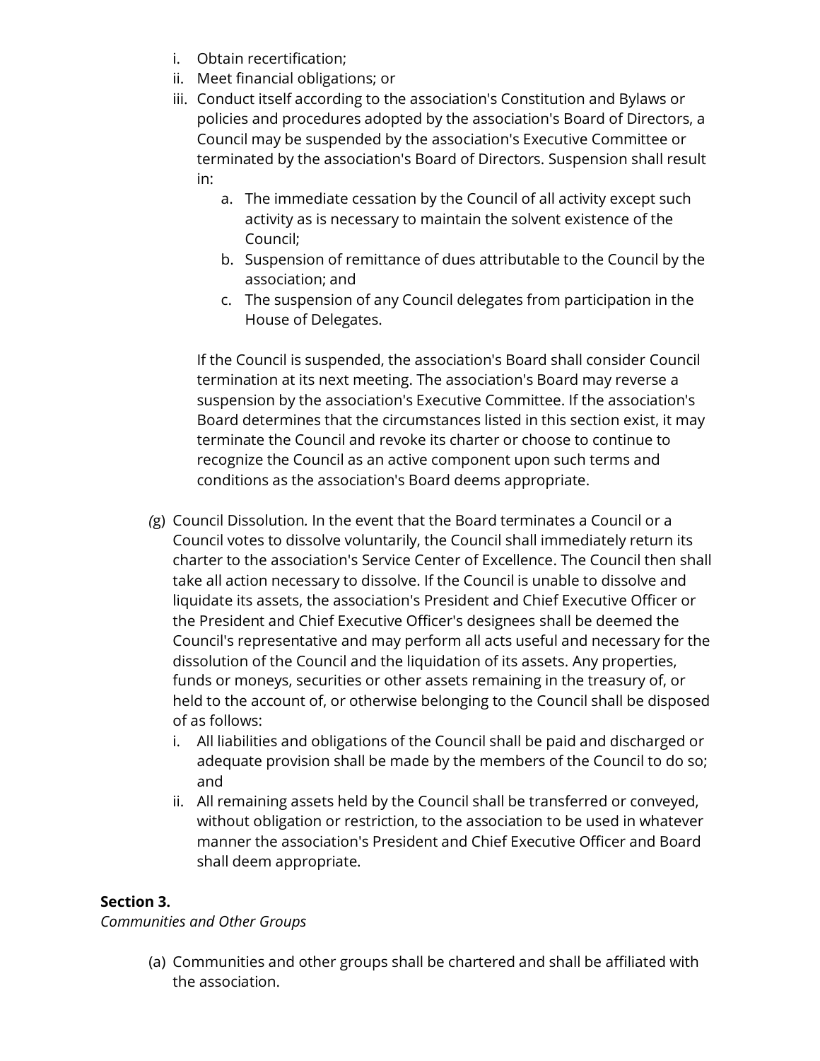i. Obtain recertification;
ii. Meet financial obligations; or
iii. Conduct itself according to the association's Constitution and Bylaws or policies and procedures adopted by the association's Board of Directors, a Council may be suspended by the association's Executive Committee or terminated by the association's Board of Directors. Suspension shall result in:
    a. The immediate cessation by the Council of all activity except such activity as is necessary to maintain the solvent existence of the Council;
    b. Suspension of remittance of dues attributable to the Council by the association; and
    c. The suspension of any Council delegates from participation in the House of Delegates.

    If the Council is suspended, the association's Board shall consider Council termination at its next meeting. The association's Board may reverse a suspension by the association's Executive Committee. If the association's Board determines that the circumstances listed in this section exist, it may terminate the Council and revoke its charter or choose to continue to recognize the Council as an active component upon such terms and conditions as the association's Board deems appropriate.

(g) Council Dissolution. In the event that the Board terminates a Council or a Council votes to dissolve voluntarily, the Council shall immediately return its charter to the association's Service Center of Excellence. The Council then shall take all action necessary to dissolve. If the Council is unable to dissolve and liquidate its assets, the association's President and Chief Executive Officer or the President and Chief Executive Officer's designees shall be deemed the Council's representative and may perform all acts useful and necessary for the dissolution of the Council and the liquidation of its assets. Any properties, funds or moneys, securities or other assets remaining in the treasury of, or held to the account of, or otherwise belonging to the Council shall be disposed of as follows:
i. All liabilities and obligations of the Council shall be paid and discharged or adequate provision shall be made by the members of the Council to do so; and
ii. All remaining assets held by the Council shall be transferred or conveyed, without obligation or restriction, to the association to be used in whatever manner the association's President and Chief Executive Officer and Board shall deem appropriate.

**Section 3.**
*Communities and Other Groups*

(a) Communities and other groups shall be chartered and shall be affiliated with the association.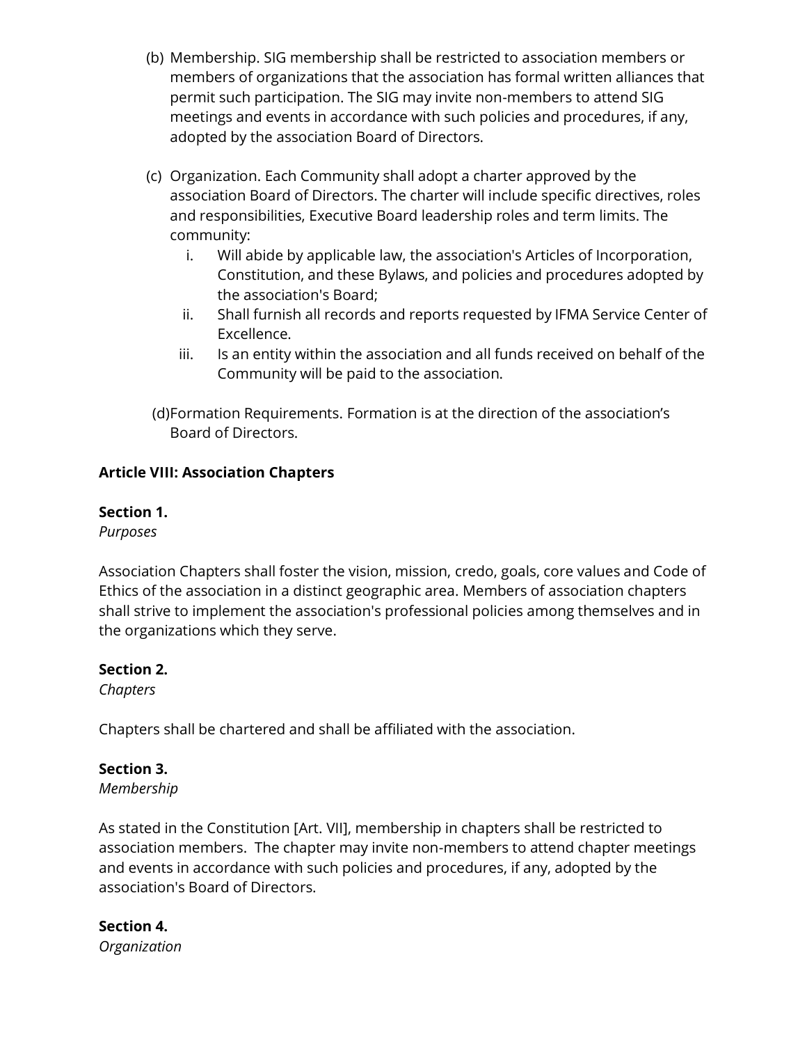(b) Membership. SIG membership shall be restricted to association members or members of organizations that the association has formal written alliances that permit such participation. The SIG may invite non-members to attend SIG meetings and events in accordance with such policies and procedures, if any, adopted by the association Board of Directors.

(c) Organization. Each Community shall adopt a charter approved by the association Board of Directors. The charter will include specific directives, roles and responsibilities, Executive Board leadership roles and term limits. The community:

   i. Will abide by applicable law, the association's Articles of Incorporation, Constitution, and these Bylaws, and policies and procedures adopted by the association's Board;
   ii. Shall furnish all records and reports requested by IFMA Service Center of Excellence.
   iii. Is an entity within the association and all funds received on behalf of the Community will be paid to the association.

(d)Formation Requirements. Formation is at the direction of the association's Board of Directors.

**Article VIII: Association Chapters**

**Section 1.**
*Purposes*

Association Chapters shall foster the vision, mission, credo, goals, core values and Code of Ethics of the association in a distinct geographic area. Members of association chapters shall strive to implement the association's professional policies among themselves and in the organizations which they serve.

**Section 2.**
*Chapters*

Chapters shall be chartered and shall be affiliated with the association.

**Section 3.**
*Membership*

As stated in the Constitution [Art. VII], membership in chapters shall be restricted to association members. The chapter may invite non-members to attend chapter meetings and events in accordance with such policies and procedures, if any, adopted by the association's Board of Directors.

**Section 4.**
*Organization*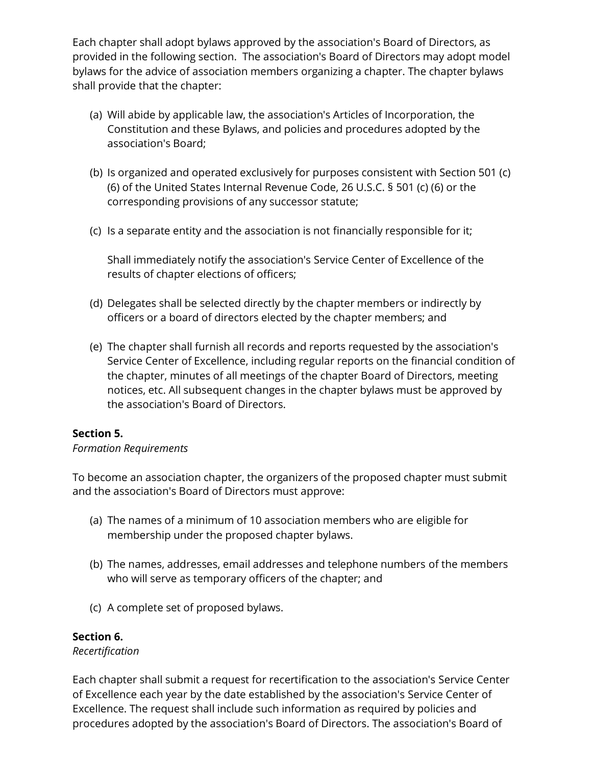Each chapter shall adopt bylaws approved by the association's Board of Directors, as provided in the following section. The association's Board of Directors may adopt model bylaws for the advice of association members organizing a chapter. The chapter bylaws shall provide that the chapter:

(a) Will abide by applicable law, the association's Articles of Incorporation, the Constitution and these Bylaws, and policies and procedures adopted by the association's Board;

(b) Is organized and operated exclusively for purposes consistent with Section 501 (c) (6) of the United States Internal Revenue Code, 26 U.S.C. § 501 (c) (6) or the corresponding provisions of any successor statute;

(c) Is a separate entity and the association is not financially responsible for it;

Shall immediately notify the association's Service Center of Excellence of the results of chapter elections of officers;

(d) Delegates shall be selected directly by the chapter members or indirectly by officers or a board of directors elected by the chapter members; and

(e) The chapter shall furnish all records and reports requested by the association's Service Center of Excellence, including regular reports on the financial condition of the chapter, minutes of all meetings of the chapter Board of Directors, meeting notices, etc. All subsequent changes in the chapter bylaws must be approved by the association's Board of Directors.

**Section 5.**
*Formation Requirements*

To become an association chapter, the organizers of the proposed chapter must submit and the association's Board of Directors must approve:

(a) The names of a minimum of 10 association members who are eligible for membership under the proposed chapter bylaws.

(b) The names, addresses, email addresses and telephone numbers of the members who will serve as temporary officers of the chapter; and

(c) A complete set of proposed bylaws.

**Section 6.**
*Recertification*

Each chapter shall submit a request for recertification to the association's Service Center of Excellence each year by the date established by the association's Service Center of Excellence. The request shall include such information as required by policies and procedures adopted by the association's Board of Directors. The association's Board of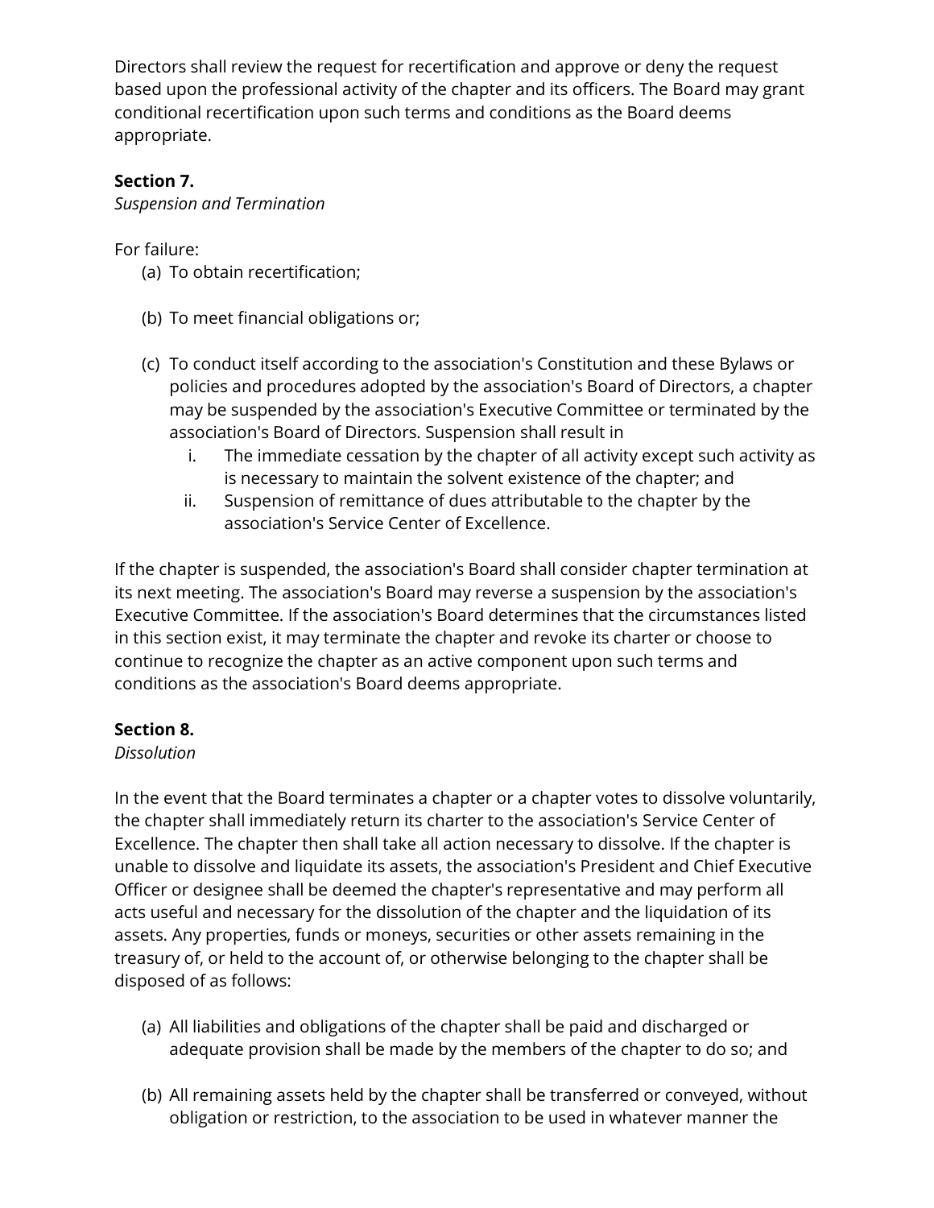Directors shall review the request for recertification and approve or deny the request based upon the professional activity of the chapter and its officers. The Board may grant conditional recertification upon such terms and conditions as the Board deems appropriate.

**Section 7.**
*Suspension and Termination*

For failure:

(a) To obtain recertification;

(b) To meet financial obligations or;

(c) To conduct itself according to the association's Constitution and these Bylaws or policies and procedures adopted by the association's Board of Directors, a chapter may be suspended by the association's Executive Committee or terminated by the association's Board of Directors. Suspension shall result in

  i. The immediate cessation by the chapter of all activity except such activity as is necessary to maintain the solvent existence of the chapter; and

  ii. Suspension of remittance of dues attributable to the chapter by the association's Service Center of Excellence.

If the chapter is suspended, the association's Board shall consider chapter termination at its next meeting. The association's Board may reverse a suspension by the association's Executive Committee. If the association's Board determines that the circumstances listed in this section exist, it may terminate the chapter and revoke its charter or choose to continue to recognize the chapter as an active component upon such terms and conditions as the association's Board deems appropriate.

**Section 8.**
*Dissolution*

In the event that the Board terminates a chapter or a chapter votes to dissolve voluntarily, the chapter shall immediately return its charter to the association's Service Center of Excellence. The chapter then shall take all action necessary to dissolve. If the chapter is unable to dissolve and liquidate its assets, the association's President and Chief Executive Officer or designee shall be deemed the chapter's representative and may perform all acts useful and necessary for the dissolution of the chapter and the liquidation of its assets. Any properties, funds or moneys, securities or other assets remaining in the treasury of, or held to the account of, or otherwise belonging to the chapter shall be disposed of as follows:

(a) All liabilities and obligations of the chapter shall be paid and discharged or adequate provision shall be made by the members of the chapter to do so; and

(b) All remaining assets held by the chapter shall be transferred or conveyed, without obligation or restriction, to the association to be used in whatever manner the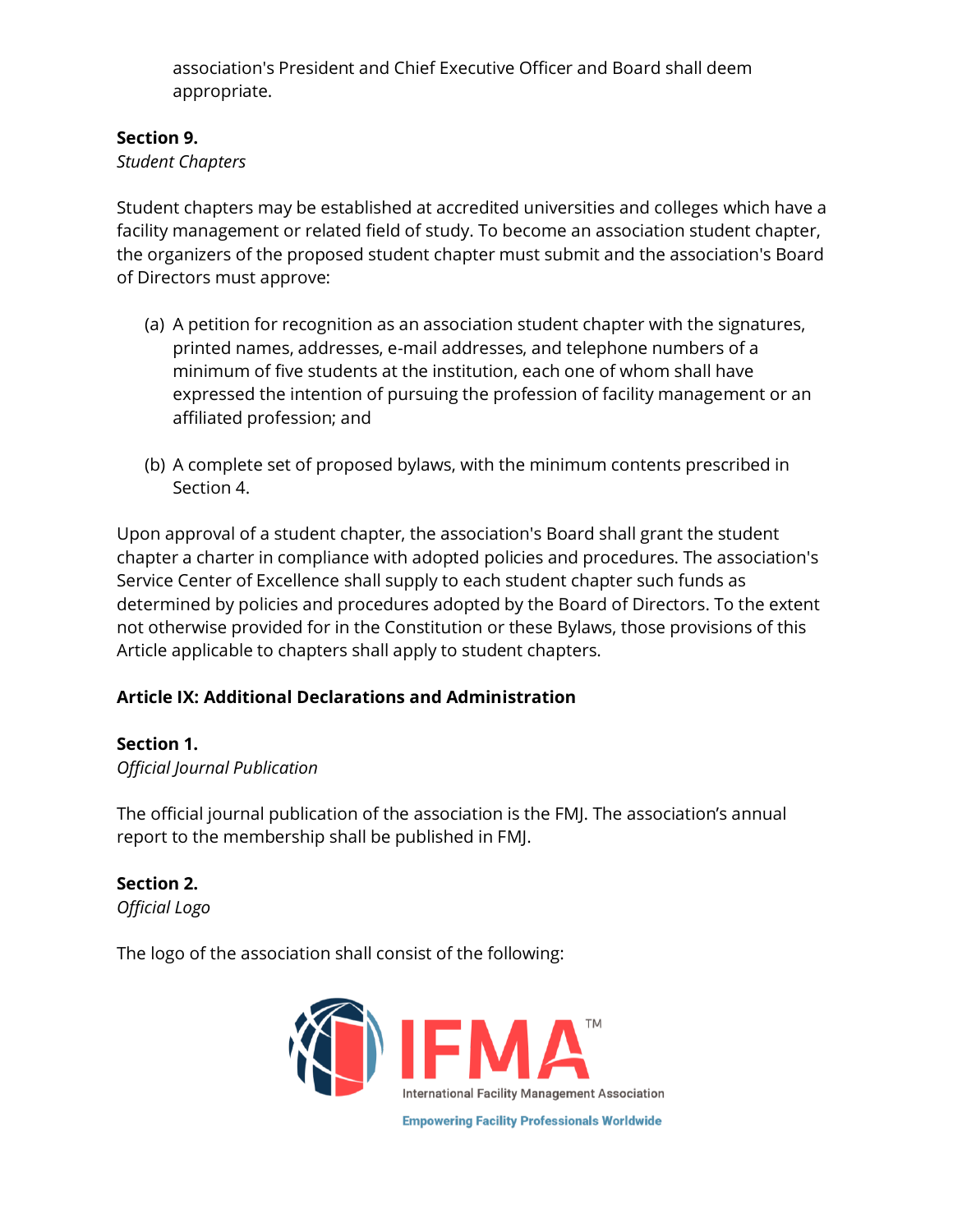association's President and Chief Executive Officer and Board shall deem appropriate.

**Section 9.**
*Student Chapters*

Student chapters may be established at accredited universities and colleges which have a facility management or related field of study. To become an association student chapter, the organizers of the proposed student chapter must submit and the association's Board of Directors must approve:

(a) A petition for recognition as an association student chapter with the signatures, printed names, addresses, e-mail addresses, and telephone numbers of a minimum of five students at the institution, each one of whom shall have expressed the intention of pursuing the profession of facility management or an affiliated profession; and

(b) A complete set of proposed bylaws, with the minimum contents prescribed in Section 4.

Upon approval of a student chapter, the association's Board shall grant the student chapter a charter in compliance with adopted policies and procedures. The association's Service Center of Excellence shall supply to each student chapter such funds as determined by policies and procedures adopted by the Board of Directors. To the extent not otherwise provided for in the Constitution or these Bylaws, those provisions of this Article applicable to chapters shall apply to student chapters.

**Article IX: Additional Declarations and Administration**

**Section 1.**
*Official Journal Publication*

The official journal publication of the association is the FMJ. The association's annual report to the membership shall be published in FMJ.

**Section 2.**
*Official Logo*

The logo of the association shall consist of the following:

IFMA™
International Facility Management Association
Empowering Facility Professionals Worldwide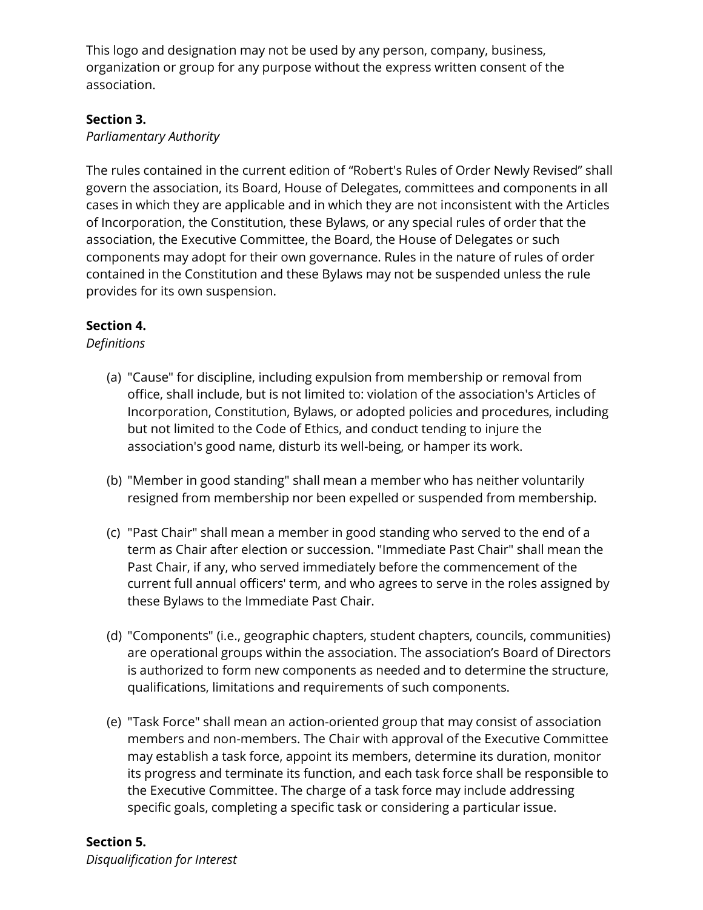This logo and designation may not be used by any person, company, business, organization or group for any purpose without the express written consent of the association.

**Section 3.**
*Parliamentary Authority*

The rules contained in the current edition of “Robert's Rules of Order Newly Revised” shall govern the association, its Board, House of Delegates, committees and components in all cases in which they are applicable and in which they are not inconsistent with the Articles of Incorporation, the Constitution, these Bylaws, or any special rules of order that the association, the Executive Committee, the Board, the House of Delegates or such components may adopt for their own governance. Rules in the nature of rules of order contained in the Constitution and these Bylaws may not be suspended unless the rule provides for its own suspension.

**Section 4.**
*Definitions*

(a) "Cause" for discipline, including expulsion from membership or removal from office, shall include, but is not limited to: violation of the association's Articles of Incorporation, Constitution, Bylaws, or adopted policies and procedures, including but not limited to the Code of Ethics, and conduct tending to injure the association's good name, disturb its well-being, or hamper its work.

(b) "Member in good standing" shall mean a member who has neither voluntarily resigned from membership nor been expelled or suspended from membership.

(c) "Past Chair" shall mean a member in good standing who served to the end of a term as Chair after election or succession. "Immediate Past Chair" shall mean the Past Chair, if any, who served immediately before the commencement of the current full annual officers' term, and who agrees to serve in the roles assigned by these Bylaws to the Immediate Past Chair.

(d) "Components" (i.e., geographic chapters, student chapters, councils, communities) are operational groups within the association. The association’s Board of Directors is authorized to form new components as needed and to determine the structure, qualifications, limitations and requirements of such components.

(e) "Task Force" shall mean an action-oriented group that may consist of association members and non-members. The Chair with approval of the Executive Committee may establish a task force, appoint its members, determine its duration, monitor its progress and terminate its function, and each task force shall be responsible to the Executive Committee. The charge of a task force may include addressing specific goals, completing a specific task or considering a particular issue.

**Section 5.**
*Disqualification for Interest*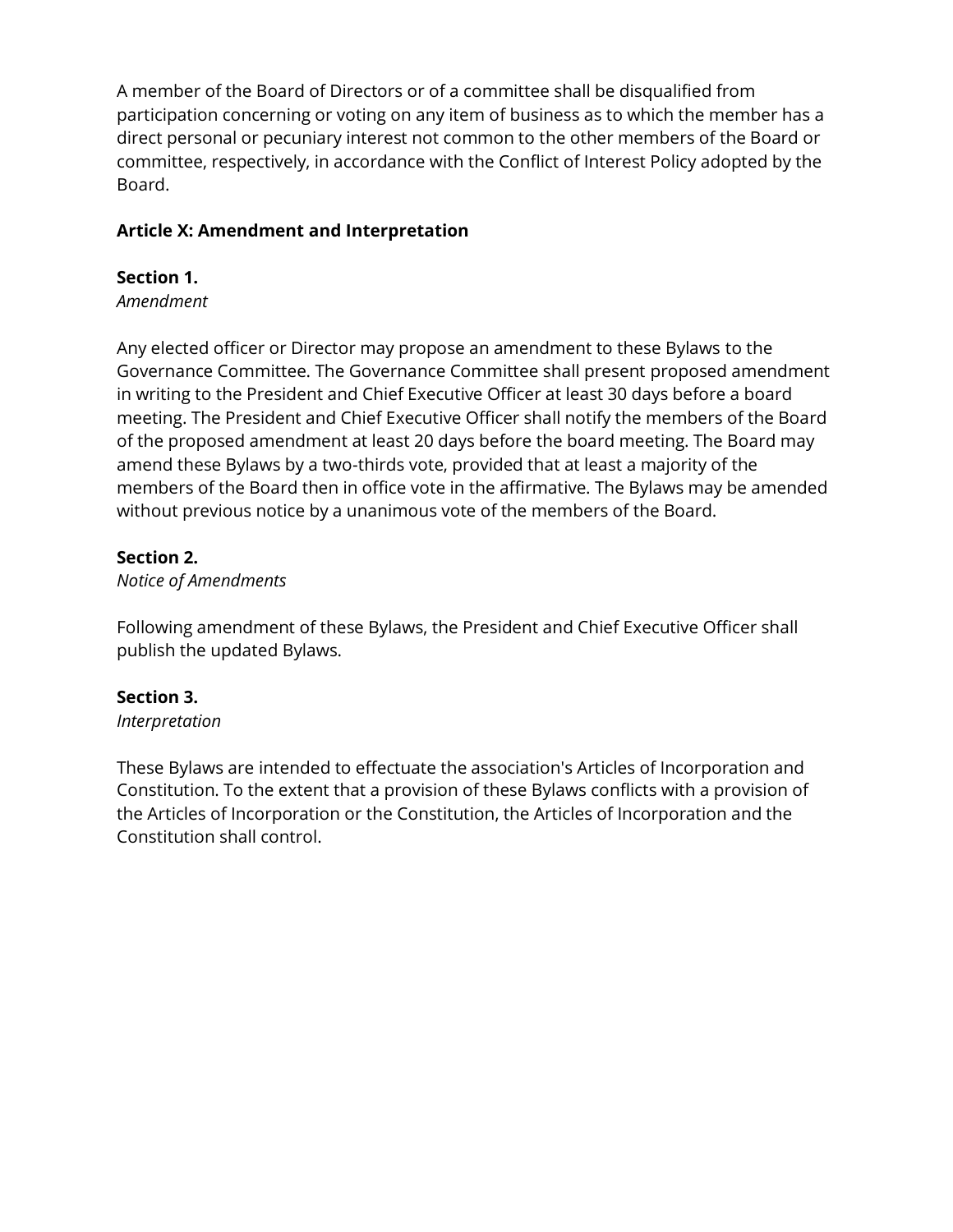A member of the Board of Directors or of a committee shall be disqualified from participation concerning or voting on any item of business as to which the member has a direct personal or pecuniary interest not common to the other members of the Board or committee, respectively, in accordance with the Conflict of Interest Policy adopted by the Board.

**Article X: Amendment and Interpretation**

**Section 1.**
*Amendment*

Any elected officer or Director may propose an amendment to these Bylaws to the Governance Committee. The Governance Committee shall present proposed amendment in writing to the President and Chief Executive Officer at least 30 days before a board meeting. The President and Chief Executive Officer shall notify the members of the Board of the proposed amendment at least 20 days before the board meeting. The Board may amend these Bylaws by a two-thirds vote, provided that at least a majority of the members of the Board then in office vote in the affirmative. The Bylaws may be amended without previous notice by a unanimous vote of the members of the Board.

**Section 2.**
*Notice of Amendments*

Following amendment of these Bylaws, the President and Chief Executive Officer shall publish the updated Bylaws.

**Section 3.**
*Interpretation*

These Bylaws are intended to effectuate the association's Articles of Incorporation and Constitution. To the extent that a provision of these Bylaws conflicts with a provision of the Articles of Incorporation or the Constitution, the Articles of Incorporation and the Constitution shall control.